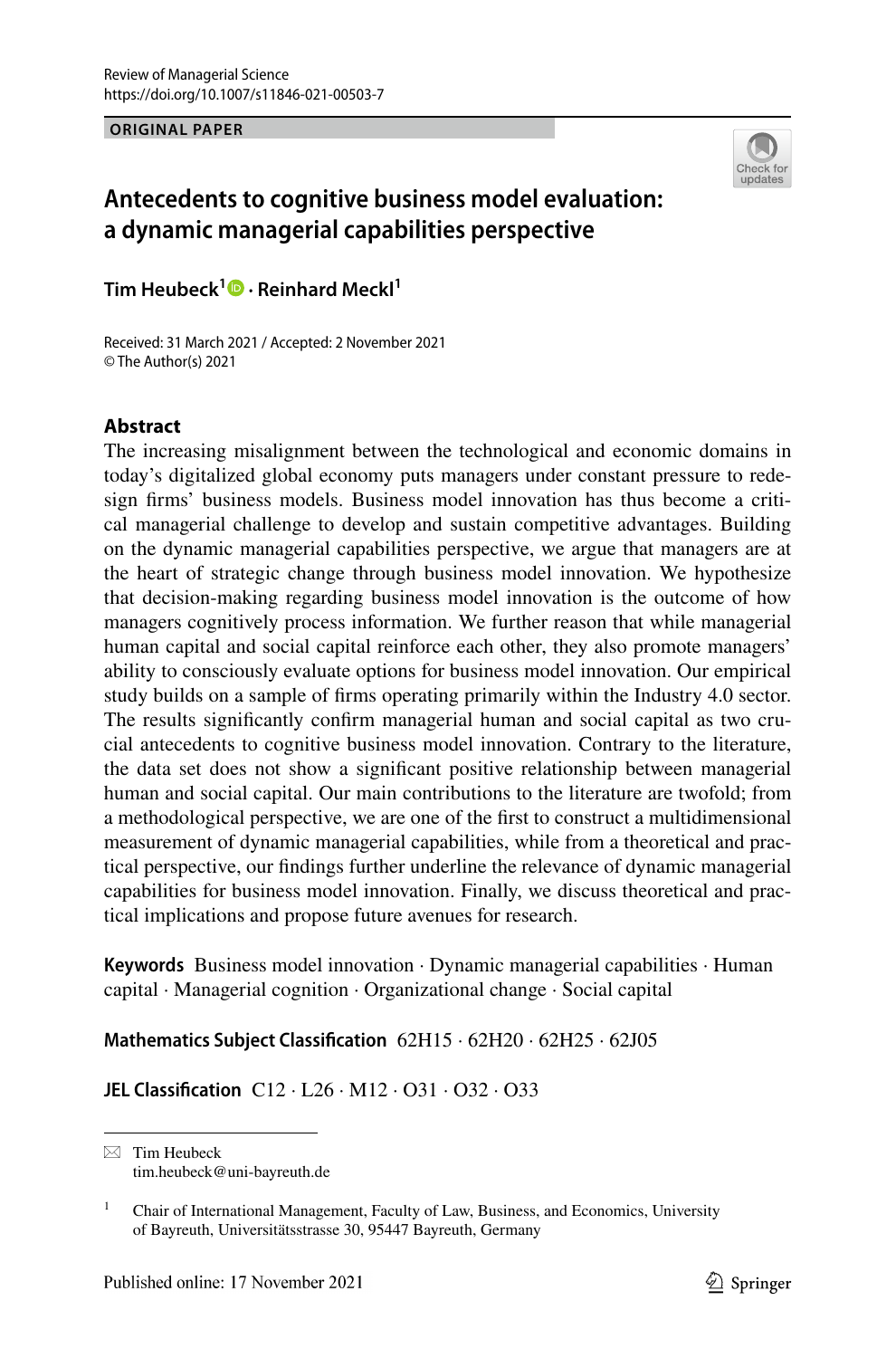Review of Managerial Science
https://doi.org/10.1007/s11846-021-00503-7

**ORIGINAL PAPER**

# Antecedents to cognitive business model evaluation: a dynamic managerial capabilities perspective

**Tim Heubeck[1] · Reinhard Meckl[1]**

Received: 31 March 2021 / Accepted: 2 November 2021
© The Author(s) 2021

## Abstract

The increasing misalignment between the technological and economic domains in today's digitalized global economy puts managers under constant pressure to redesign firms' business models. Business model innovation has thus become a critical managerial challenge to develop and sustain competitive advantages. Building on the dynamic managerial capabilities perspective, we argue that managers are at the heart of strategic change through business model innovation. We hypothesize that decision-making regarding business model innovation is the outcome of how managers cognitively process information. We further reason that while managerial human capital and social capital reinforce each other, they also promote managers' ability to consciously evaluate options for business model innovation. Our empirical study builds on a sample of firms operating primarily within the Industry 4.0 sector. The results significantly confirm managerial human and social capital as two crucial antecedents to cognitive business model innovation. Contrary to the literature, the data set does not show a significant positive relationship between managerial human and social capital. Our main contributions to the literature are twofold; from a methodological perspective, we are one of the first to construct a multidimensional measurement of dynamic managerial capabilities, while from a theoretical and practical perspective, our findings further underline the relevance of dynamic managerial capabilities for business model innovation. Finally, we discuss theoretical and practical implications and propose future avenues for research.

**Keywords** Business model innovation · Dynamic managerial capabilities · Human capital · Managerial cognition · Organizational change · Social capital

**Mathematics Subject Classification** 62H15 · 62H20 · 62H25 · 62J05

**JEL Classification** C12 · L26 · M12 · O31 · O32 · O33

---

✉ Tim Heubeck
tim.heubeck@uni-bayreuth.de

[1] Chair of International Management, Faculty of Law, Business, and Economics, University of Bayreuth, Universitätsstrasse 30, 95447 Bayreuth, Germany

Published online: 17 November 2021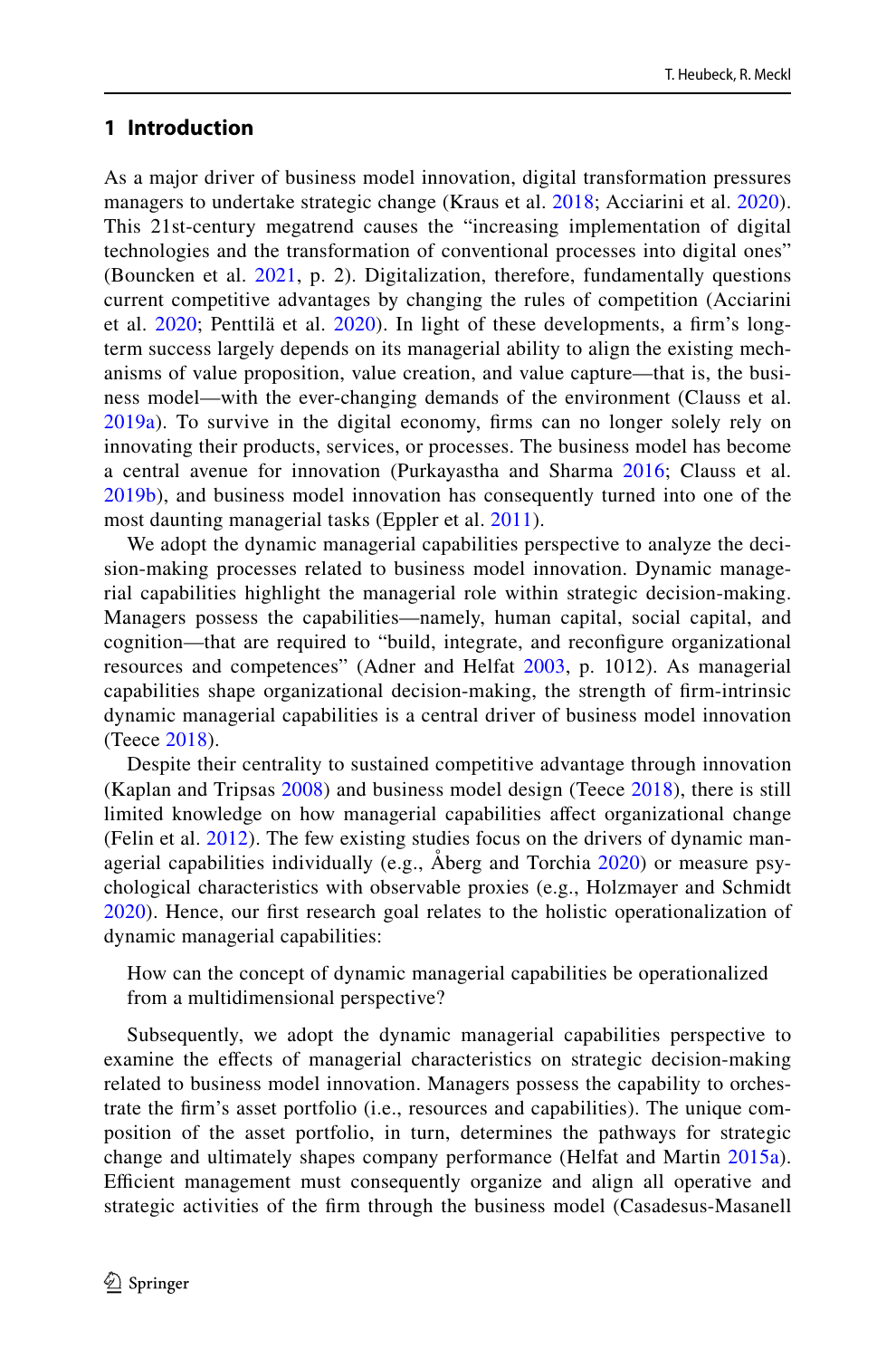## 1 Introduction

As a major driver of business model innovation, digital transformation pressures managers to undertake strategic change (Kraus et al. 2018; Acciarini et al. 2020). This 21st-century megatrend causes the "increasing implementation of digital technologies and the transformation of conventional processes into digital ones" (Bouncken et al. 2021, p. 2). Digitalization, therefore, fundamentally questions current competitive advantages by changing the rules of competition (Acciarini et al. 2020; Penttilä et al. 2020). In light of these developments, a firm's long-term success largely depends on its managerial ability to align the existing mechanisms of value proposition, value creation, and value capture—that is, the business model—with the ever-changing demands of the environment (Clauss et al. 2019a). To survive in the digital economy, firms can no longer solely rely on innovating their products, services, or processes. The business model has become a central avenue for innovation (Purkayastha and Sharma 2016; Clauss et al. 2019b), and business model innovation has consequently turned into one of the most daunting managerial tasks (Eppler et al. 2011).

We adopt the dynamic managerial capabilities perspective to analyze the decision-making processes related to business model innovation. Dynamic managerial capabilities highlight the managerial role within strategic decision-making. Managers possess the capabilities—namely, human capital, social capital, and cognition—that are required to "build, integrate, and reconfigure organizational resources and competences" (Adner and Helfat 2003, p. 1012). As managerial capabilities shape organizational decision-making, the strength of firm-intrinsic dynamic managerial capabilities is a central driver of business model innovation (Teece 2018).

Despite their centrality to sustained competitive advantage through innovation (Kaplan and Tripsas 2008) and business model design (Teece 2018), there is still limited knowledge on how managerial capabilities affect organizational change (Felin et al. 2012). The few existing studies focus on the drivers of dynamic managerial capabilities individually (e.g., Åberg and Torchia 2020) or measure psychological characteristics with observable proxies (e.g., Holzmayer and Schmidt 2020). Hence, our first research goal relates to the holistic operationalization of dynamic managerial capabilities:

> How can the concept of dynamic managerial capabilities be operationalized from a multidimensional perspective?

Subsequently, we adopt the dynamic managerial capabilities perspective to examine the effects of managerial characteristics on strategic decision-making related to business model innovation. Managers possess the capability to orchestrate the firm's asset portfolio (i.e., resources and capabilities). The unique composition of the asset portfolio, in turn, determines the pathways for strategic change and ultimately shapes company performance (Helfat and Martin 2015a). Efficient management must consequently organize and align all operative and strategic activities of the firm through the business model (Casadesus-Masanell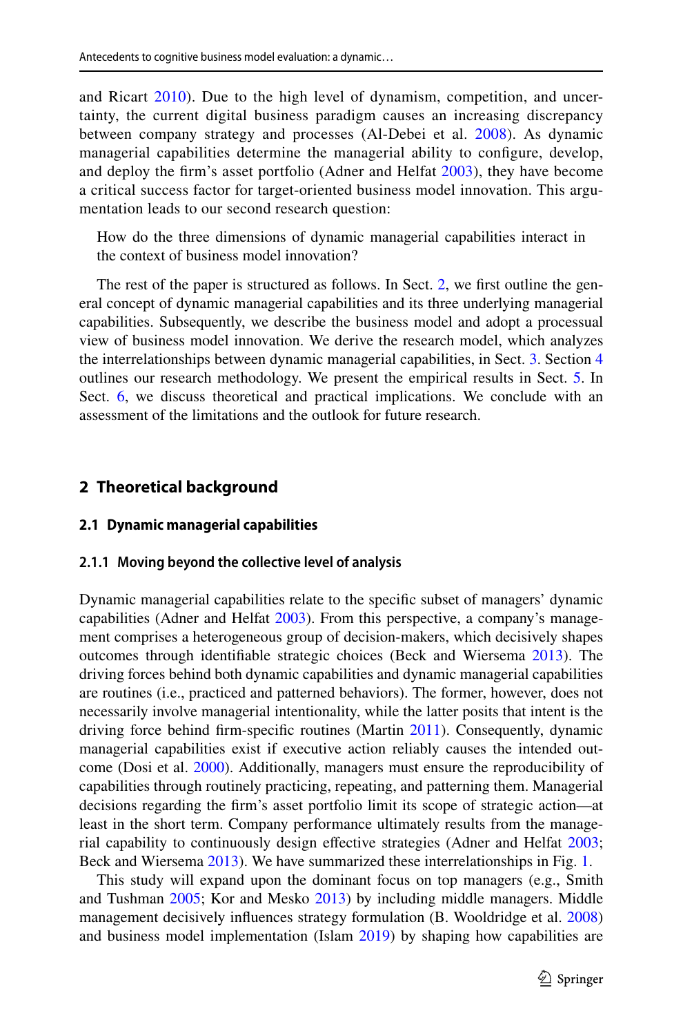and Ricart 2010). Due to the high level of dynamism, competition, and uncertainty, the current digital business paradigm causes an increasing discrepancy between company strategy and processes (Al-Debei et al. 2008). As dynamic managerial capabilities determine the managerial ability to configure, develop, and deploy the firm's asset portfolio (Adner and Helfat 2003), they have become a critical success factor for target-oriented business model innovation. This argumentation leads to our second research question:

> How do the three dimensions of dynamic managerial capabilities interact in the context of business model innovation?

The rest of the paper is structured as follows. In Sect. 2, we first outline the general concept of dynamic managerial capabilities and its three underlying managerial capabilities. Subsequently, we describe the business model and adopt a processual view of business model innovation. We derive the research model, which analyzes the interrelationships between dynamic managerial capabilities, in Sect. 3. Section 4 outlines our research methodology. We present the empirical results in Sect. 5. In Sect. 6, we discuss theoretical and practical implications. We conclude with an assessment of the limitations and the outlook for future research.

## 2 Theoretical background

### 2.1 Dynamic managerial capabilities

#### 2.1.1 Moving beyond the collective level of analysis

Dynamic managerial capabilities relate to the specific subset of managers' dynamic capabilities (Adner and Helfat 2003). From this perspective, a company's management comprises a heterogeneous group of decision-makers, which decisively shapes outcomes through identifiable strategic choices (Beck and Wiersema 2013). The driving forces behind both dynamic capabilities and dynamic managerial capabilities are routines (i.e., practiced and patterned behaviors). The former, however, does not necessarily involve managerial intentionality, while the latter posits that intent is the driving force behind firm-specific routines (Martin 2011). Consequently, dynamic managerial capabilities exist if executive action reliably causes the intended outcome (Dosi et al. 2000). Additionally, managers must ensure the reproducibility of capabilities through routinely practicing, repeating, and patterning them. Managerial decisions regarding the firm's asset portfolio limit its scope of strategic action—at least in the short term. Company performance ultimately results from the managerial capability to continuously design effective strategies (Adner and Helfat 2003; Beck and Wiersema 2013). We have summarized these interrelationships in Fig. 1.

This study will expand upon the dominant focus on top managers (e.g., Smith and Tushman 2005; Kor and Mesko 2013) by including middle managers. Middle management decisively influences strategy formulation (B. Wooldridge et al. 2008) and business model implementation (Islam 2019) by shaping how capabilities are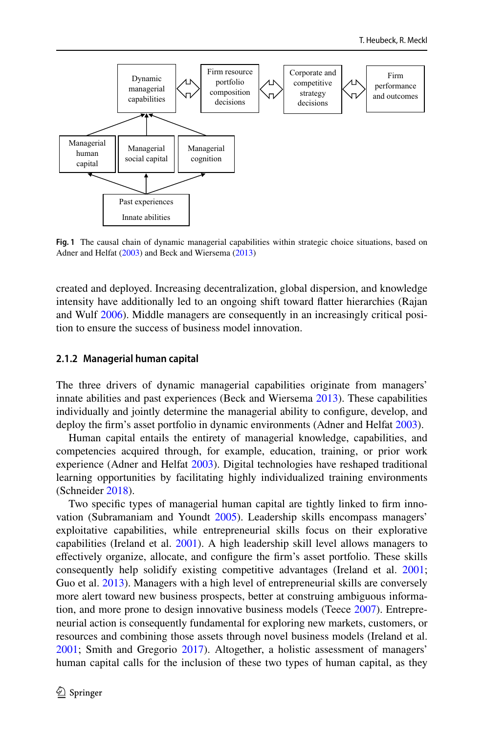Dynamic managerial capabilities

Firm resource portfolio composition decisions

Corporate and competitive strategy decisions

Firm performance and outcomes

Managerial human capital

Managerial social capital

Managerial cognition

Past experiences

Innate abilities

**Fig. 1** The causal chain of dynamic managerial capabilities within strategic choice situations, based on Adner and Helfat (2003) and Beck and Wiersema (2013)

created and deployed. Increasing decentralization, global dispersion, and knowledge intensity have additionally led to an ongoing shift toward flatter hierarchies (Rajan and Wulf 2006). Middle managers are consequently in an increasingly critical position to ensure the success of business model innovation.

### 2.1.2 Managerial human capital

The three drivers of dynamic managerial capabilities originate from managers' innate abilities and past experiences (Beck and Wiersema 2013). These capabilities individually and jointly determine the managerial ability to configure, develop, and deploy the firm's asset portfolio in dynamic environments (Adner and Helfat 2003).

Human capital entails the entirety of managerial knowledge, capabilities, and competencies acquired through, for example, education, training, or prior work experience (Adner and Helfat 2003). Digital technologies have reshaped traditional learning opportunities by facilitating highly individualized training environments (Schneider 2018).

Two specific types of managerial human capital are tightly linked to firm innovation (Subramaniam and Youndt 2005). Leadership skills encompass managers' exploitative capabilities, while entrepreneurial skills focus on their explorative capabilities (Ireland et al. 2001). A high leadership skill level allows managers to effectively organize, allocate, and configure the firm's asset portfolio. These skills consequently help solidify existing competitive advantages (Ireland et al. 2001; Guo et al. 2013). Managers with a high level of entrepreneurial skills are conversely more alert toward new business prospects, better at construing ambiguous information, and more prone to design innovative business models (Teece 2007). Entrepreneurial action is consequently fundamental for exploring new markets, customers, or resources and combining those assets through novel business models (Ireland et al. 2001; Smith and Gregorio 2017). Altogether, a holistic assessment of managers' human capital calls for the inclusion of these two types of human capital, as they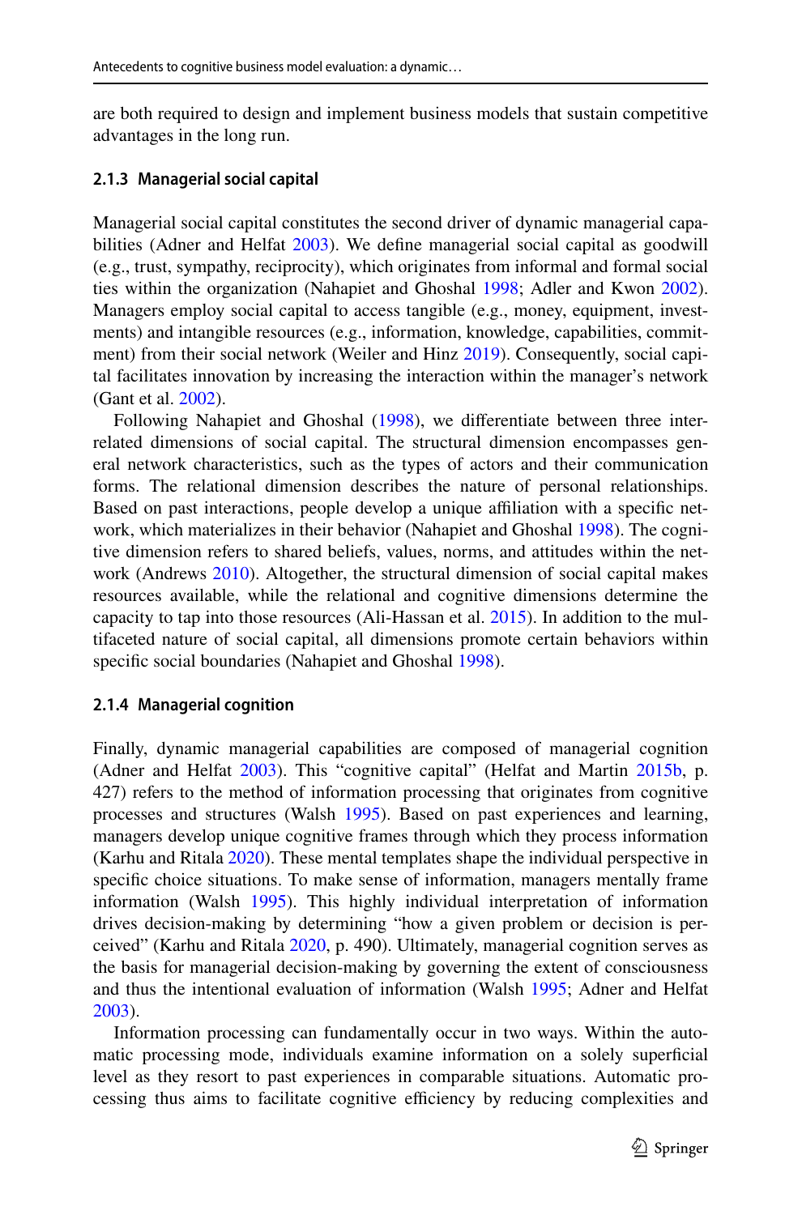are both required to design and implement business models that sustain competitive advantages in the long run.

### 2.1.3 Managerial social capital

Managerial social capital constitutes the second driver of dynamic managerial capabilities (Adner and Helfat 2003). We define managerial social capital as goodwill (e.g., trust, sympathy, reciprocity), which originates from informal and formal social ties within the organization (Nahapiet and Ghoshal 1998; Adler and Kwon 2002). Managers employ social capital to access tangible (e.g., money, equipment, investments) and intangible resources (e.g., information, knowledge, capabilities, commitment) from their social network (Weiler and Hinz 2019). Consequently, social capital facilitates innovation by increasing the interaction within the manager's network (Gant et al. 2002).

Following Nahapiet and Ghoshal (1998), we differentiate between three interrelated dimensions of social capital. The structural dimension encompasses general network characteristics, such as the types of actors and their communication forms. The relational dimension describes the nature of personal relationships. Based on past interactions, people develop a unique affiliation with a specific network, which materializes in their behavior (Nahapiet and Ghoshal 1998). The cognitive dimension refers to shared beliefs, values, norms, and attitudes within the network (Andrews 2010). Altogether, the structural dimension of social capital makes resources available, while the relational and cognitive dimensions determine the capacity to tap into those resources (Ali-Hassan et al. 2015). In addition to the multifaceted nature of social capital, all dimensions promote certain behaviors within specific social boundaries (Nahapiet and Ghoshal 1998).

### 2.1.4 Managerial cognition

Finally, dynamic managerial capabilities are composed of managerial cognition (Adner and Helfat 2003). This "cognitive capital" (Helfat and Martin 2015b, p. 427) refers to the method of information processing that originates from cognitive processes and structures (Walsh 1995). Based on past experiences and learning, managers develop unique cognitive frames through which they process information (Karhu and Ritala 2020). These mental templates shape the individual perspective in specific choice situations. To make sense of information, managers mentally frame information (Walsh 1995). This highly individual interpretation of information drives decision-making by determining "how a given problem or decision is perceived" (Karhu and Ritala 2020, p. 490). Ultimately, managerial cognition serves as the basis for managerial decision-making by governing the extent of consciousness and thus the intentional evaluation of information (Walsh 1995; Adner and Helfat 2003).

Information processing can fundamentally occur in two ways. Within the automatic processing mode, individuals examine information on a solely superficial level as they resort to past experiences in comparable situations. Automatic processing thus aims to facilitate cognitive efficiency by reducing complexities and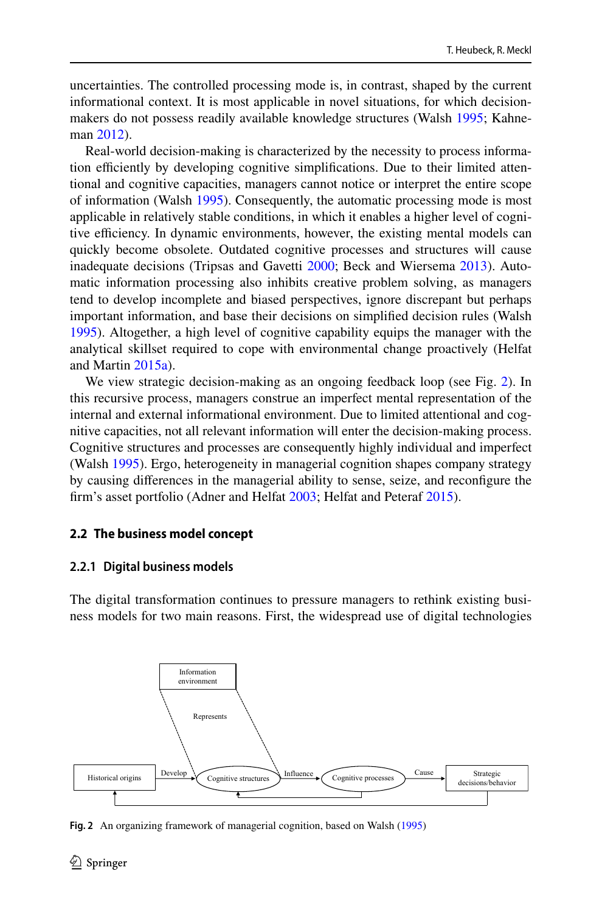uncertainties. The controlled processing mode is, in contrast, shaped by the current informational context. It is most applicable in novel situations, for which decision-makers do not possess readily available knowledge structures (Walsh 1995; Kahneman 2012).

Real-world decision-making is characterized by the necessity to process information efficiently by developing cognitive simplifications. Due to their limited attentional and cognitive capacities, managers cannot notice or interpret the entire scope of information (Walsh 1995). Consequently, the automatic processing mode is most applicable in relatively stable conditions, in which it enables a higher level of cognitive efficiency. In dynamic environments, however, the existing mental models can quickly become obsolete. Outdated cognitive processes and structures will cause inadequate decisions (Tripsas and Gavetti 2000; Beck and Wiersema 2013). Automatic information processing also inhibits creative problem solving, as managers tend to develop incomplete and biased perspectives, ignore discrepant but perhaps important information, and base their decisions on simplified decision rules (Walsh 1995). Altogether, a high level of cognitive capability equips the manager with the analytical skillset required to cope with environmental change proactively (Helfat and Martin 2015a).

We view strategic decision-making as an ongoing feedback loop (see Fig. 2). In this recursive process, managers construe an imperfect mental representation of the internal and external informational environment. Due to limited attentional and cognitive capacities, not all relevant information will enter the decision-making process. Cognitive structures and processes are consequently highly individual and imperfect (Walsh 1995). Ergo, heterogeneity in managerial cognition shapes company strategy by causing differences in the managerial ability to sense, seize, and reconfigure the firm's asset portfolio (Adner and Helfat 2003; Helfat and Peteraf 2015).

## 2.2 The business model concept

### 2.2.1 Digital business models

The digital transformation continues to pressure managers to rethink existing business models for two main reasons. First, the widespread use of digital technologies

Information environment

Represents

Historical origins

Develop

Cognitive structures

Influence

Cognitive processes

Cause

Strategic decisions/behavior

**Fig. 2** An organizing framework of managerial cognition, based on Walsh (1995)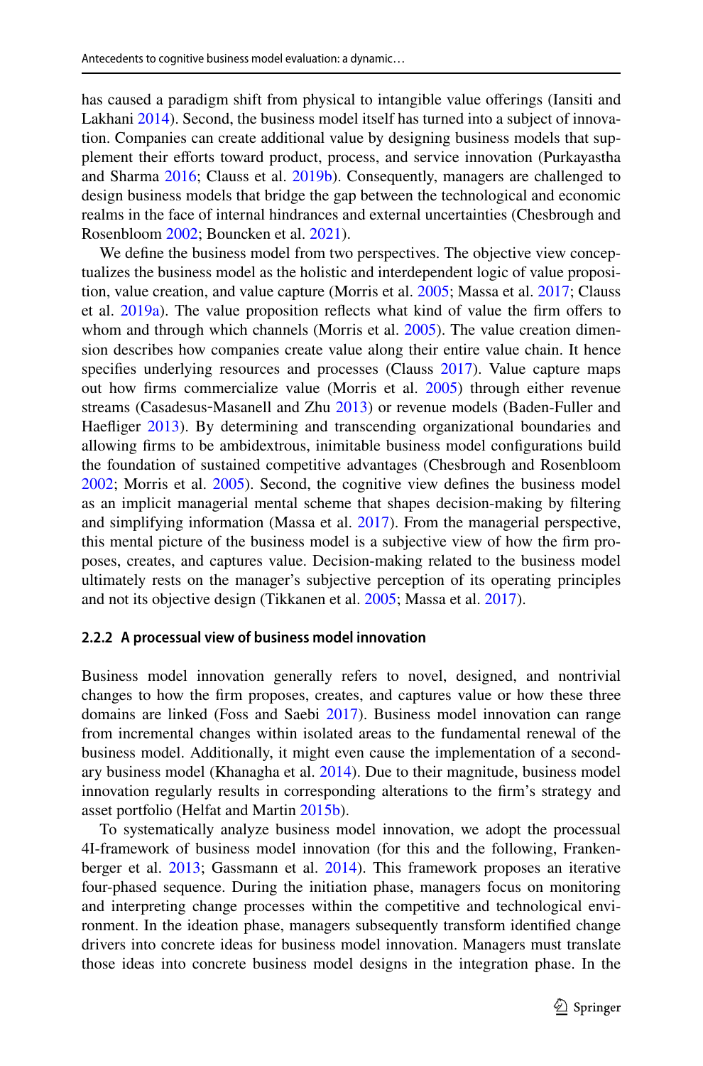has caused a paradigm shift from physical to intangible value offerings (Iansiti and Lakhani 2014). Second, the business model itself has turned into a subject of innovation. Companies can create additional value by designing business models that supplement their efforts toward product, process, and service innovation (Purkayastha and Sharma 2016; Clauss et al. 2019b). Consequently, managers are challenged to design business models that bridge the gap between the technological and economic realms in the face of internal hindrances and external uncertainties (Chesbrough and Rosenbloom 2002; Bouncken et al. 2021).

We define the business model from two perspectives. The objective view conceptualizes the business model as the holistic and interdependent logic of value proposition, value creation, and value capture (Morris et al. 2005; Massa et al. 2017; Clauss et al. 2019a). The value proposition reflects what kind of value the firm offers to whom and through which channels (Morris et al. 2005). The value creation dimension describes how companies create value along their entire value chain. It hence specifies underlying resources and processes (Clauss 2017). Value capture maps out how firms commercialize value (Morris et al. 2005) through either revenue streams (Casadesus-Masanell and Zhu 2013) or revenue models (Baden-Fuller and Haefliger 2013). By determining and transcending organizational boundaries and allowing firms to be ambidextrous, inimitable business model configurations build the foundation of sustained competitive advantages (Chesbrough and Rosenbloom 2002; Morris et al. 2005). Second, the cognitive view defines the business model as an implicit managerial mental scheme that shapes decision-making by filtering and simplifying information (Massa et al. 2017). From the managerial perspective, this mental picture of the business model is a subjective view of how the firm proposes, creates, and captures value. Decision-making related to the business model ultimately rests on the manager's subjective perception of its operating principles and not its objective design (Tikkanen et al. 2005; Massa et al. 2017).

### 2.2.2 A processual view of business model innovation

Business model innovation generally refers to novel, designed, and nontrivial changes to how the firm proposes, creates, and captures value or how these three domains are linked (Foss and Saebi 2017). Business model innovation can range from incremental changes within isolated areas to the fundamental renewal of the business model. Additionally, it might even cause the implementation of a secondary business model (Khanagha et al. 2014). Due to their magnitude, business model innovation regularly results in corresponding alterations to the firm's strategy and asset portfolio (Helfat and Martin 2015b).

To systematically analyze business model innovation, we adopt the processual 4I-framework of business model innovation (for this and the following, Frankenberger et al. 2013; Gassmann et al. 2014). This framework proposes an iterative four-phased sequence. During the initiation phase, managers focus on monitoring and interpreting change processes within the competitive and technological environment. In the ideation phase, managers subsequently transform identified change drivers into concrete ideas for business model innovation. Managers must translate those ideas into concrete business model designs in the integration phase. In the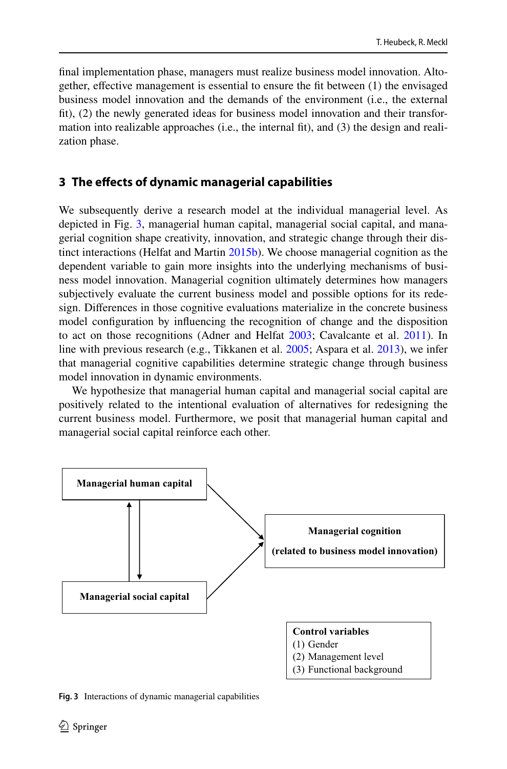final implementation phase, managers must realize business model innovation. Altogether, effective management is essential to ensure the fit between (1) the envisaged business model innovation and the demands of the environment (i.e., the external fit), (2) the newly generated ideas for business model innovation and their transformation into realizable approaches (i.e., the internal fit), and (3) the design and realization phase.

## 3 The effects of dynamic managerial capabilities

We subsequently derive a research model at the individual managerial level. As depicted in Fig. 3, managerial human capital, managerial social capital, and managerial cognition shape creativity, innovation, and strategic change through their distinct interactions (Helfat and Martin 2015b). We choose managerial cognition as the dependent variable to gain more insights into the underlying mechanisms of business model innovation. Managerial cognition ultimately determines how managers subjectively evaluate the current business model and possible options for its redesign. Differences in those cognitive evaluations materialize in the concrete business model configuration by influencing the recognition of change and the disposition to act on those recognitions (Adner and Helfat 2003; Cavalcante et al. 2011). In line with previous research (e.g., Tikkanen et al. 2005; Aspara et al. 2013), we infer that managerial cognitive capabilities determine strategic change through business model innovation in dynamic environments.

We hypothesize that managerial human capital and managerial social capital are positively related to the intentional evaluation of alternatives for redesigning the current business model. Furthermore, we posit that managerial human capital and managerial social capital reinforce each other.

Managerial human capital

Managerial social capital

Managerial cognition

(related to business model innovation)

Control variables

(1) Gender

(2) Management level

(3) Functional background

**Fig. 3** Interactions of dynamic managerial capabilities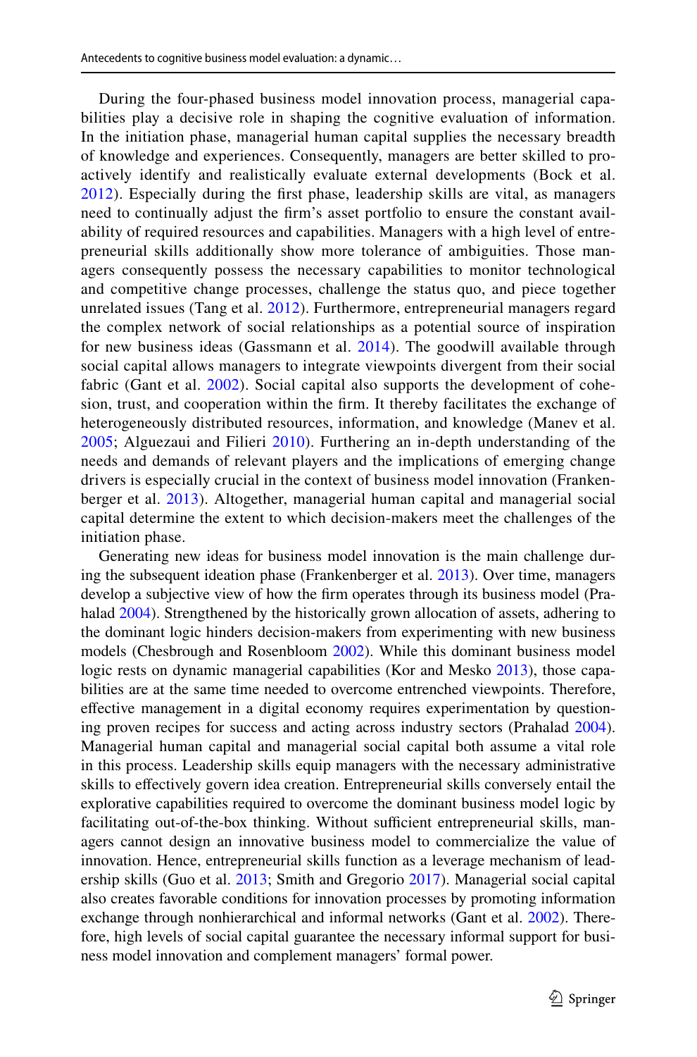During the four-phased business model innovation process, managerial capabilities play a decisive role in shaping the cognitive evaluation of information. In the initiation phase, managerial human capital supplies the necessary breadth of knowledge and experiences. Consequently, managers are better skilled to proactively identify and realistically evaluate external developments (Bock et al. 2012). Especially during the first phase, leadership skills are vital, as managers need to continually adjust the firm's asset portfolio to ensure the constant availability of required resources and capabilities. Managers with a high level of entrepreneurial skills additionally show more tolerance of ambiguities. Those managers consequently possess the necessary capabilities to monitor technological and competitive change processes, challenge the status quo, and piece together unrelated issues (Tang et al. 2012). Furthermore, entrepreneurial managers regard the complex network of social relationships as a potential source of inspiration for new business ideas (Gassmann et al. 2014). The goodwill available through social capital allows managers to integrate viewpoints divergent from their social fabric (Gant et al. 2002). Social capital also supports the development of cohesion, trust, and cooperation within the firm. It thereby facilitates the exchange of heterogeneously distributed resources, information, and knowledge (Manev et al. 2005; Alguezaui and Filieri 2010). Furthering an in-depth understanding of the needs and demands of relevant players and the implications of emerging change drivers is especially crucial in the context of business model innovation (Frankenberger et al. 2013). Altogether, managerial human capital and managerial social capital determine the extent to which decision-makers meet the challenges of the initiation phase.

Generating new ideas for business model innovation is the main challenge during the subsequent ideation phase (Frankenberger et al. 2013). Over time, managers develop a subjective view of how the firm operates through its business model (Prahalad 2004). Strengthened by the historically grown allocation of assets, adhering to the dominant logic hinders decision-makers from experimenting with new business models (Chesbrough and Rosenbloom 2002). While this dominant business model logic rests on dynamic managerial capabilities (Kor and Mesko 2013), those capabilities are at the same time needed to overcome entrenched viewpoints. Therefore, effective management in a digital economy requires experimentation by questioning proven recipes for success and acting across industry sectors (Prahalad 2004). Managerial human capital and managerial social capital both assume a vital role in this process. Leadership skills equip managers with the necessary administrative skills to effectively govern idea creation. Entrepreneurial skills conversely entail the explorative capabilities required to overcome the dominant business model logic by facilitating out-of-the-box thinking. Without sufficient entrepreneurial skills, managers cannot design an innovative business model to commercialize the value of innovation. Hence, entrepreneurial skills function as a leverage mechanism of leadership skills (Guo et al. 2013; Smith and Gregorio 2017). Managerial social capital also creates favorable conditions for innovation processes by promoting information exchange through nonhierarchical and informal networks (Gant et al. 2002). Therefore, high levels of social capital guarantee the necessary informal support for business model innovation and complement managers' formal power.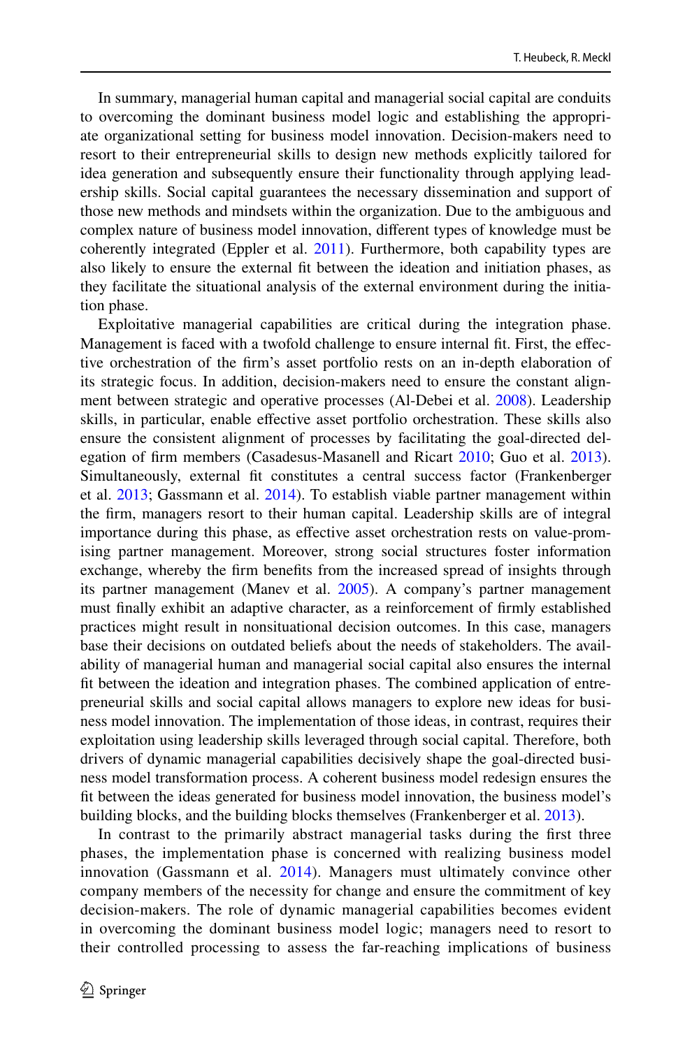In summary, managerial human capital and managerial social capital are conduits to overcoming the dominant business model logic and establishing the appropriate organizational setting for business model innovation. Decision-makers need to resort to their entrepreneurial skills to design new methods explicitly tailored for idea generation and subsequently ensure their functionality through applying leadership skills. Social capital guarantees the necessary dissemination and support of those new methods and mindsets within the organization. Due to the ambiguous and complex nature of business model innovation, different types of knowledge must be coherently integrated (Eppler et al. 2011). Furthermore, both capability types are also likely to ensure the external fit between the ideation and initiation phases, as they facilitate the situational analysis of the external environment during the initiation phase.

Exploitative managerial capabilities are critical during the integration phase. Management is faced with a twofold challenge to ensure internal fit. First, the effective orchestration of the firm's asset portfolio rests on an in-depth elaboration of its strategic focus. In addition, decision-makers need to ensure the constant alignment between strategic and operative processes (Al-Debei et al. 2008). Leadership skills, in particular, enable effective asset portfolio orchestration. These skills also ensure the consistent alignment of processes by facilitating the goal-directed delegation of firm members (Casadesus-Masanell and Ricart 2010; Guo et al. 2013). Simultaneously, external fit constitutes a central success factor (Frankenberger et al. 2013; Gassmann et al. 2014). To establish viable partner management within the firm, managers resort to their human capital. Leadership skills are of integral importance during this phase, as effective asset orchestration rests on value-promising partner management. Moreover, strong social structures foster information exchange, whereby the firm benefits from the increased spread of insights through its partner management (Manev et al. 2005). A company's partner management must finally exhibit an adaptive character, as a reinforcement of firmly established practices might result in nonsituational decision outcomes. In this case, managers base their decisions on outdated beliefs about the needs of stakeholders. The availability of managerial human and managerial social capital also ensures the internal fit between the ideation and integration phases. The combined application of entrepreneurial skills and social capital allows managers to explore new ideas for business model innovation. The implementation of those ideas, in contrast, requires their exploitation using leadership skills leveraged through social capital. Therefore, both drivers of dynamic managerial capabilities decisively shape the goal-directed business model transformation process. A coherent business model redesign ensures the fit between the ideas generated for business model innovation, the business model's building blocks, and the building blocks themselves (Frankenberger et al. 2013).

In contrast to the primarily abstract managerial tasks during the first three phases, the implementation phase is concerned with realizing business model innovation (Gassmann et al. 2014). Managers must ultimately convince other company members of the necessity for change and ensure the commitment of key decision-makers. The role of dynamic managerial capabilities becomes evident in overcoming the dominant business model logic; managers need to resort to their controlled processing to assess the far-reaching implications of business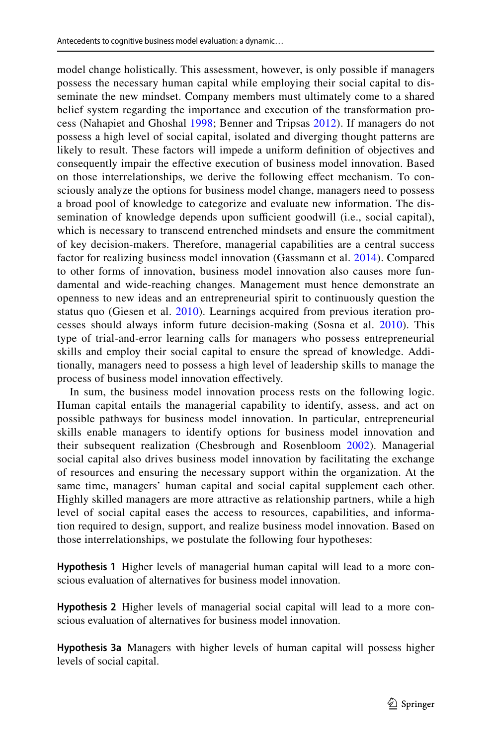model change holistically. This assessment, however, is only possible if managers possess the necessary human capital while employing their social capital to disseminate the new mindset. Company members must ultimately come to a shared belief system regarding the importance and execution of the transformation process (Nahapiet and Ghoshal 1998; Benner and Tripsas 2012). If managers do not possess a high level of social capital, isolated and diverging thought patterns are likely to result. These factors will impede a uniform definition of objectives and consequently impair the effective execution of business model innovation. Based on those interrelationships, we derive the following effect mechanism. To consciously analyze the options for business model change, managers need to possess a broad pool of knowledge to categorize and evaluate new information. The dissemination of knowledge depends upon sufficient goodwill (i.e., social capital), which is necessary to transcend entrenched mindsets and ensure the commitment of key decision-makers. Therefore, managerial capabilities are a central success factor for realizing business model innovation (Gassmann et al. 2014). Compared to other forms of innovation, business model innovation also causes more fundamental and wide-reaching changes. Management must hence demonstrate an openness to new ideas and an entrepreneurial spirit to continuously question the status quo (Giesen et al. 2010). Learnings acquired from previous iteration processes should always inform future decision-making (Sosna et al. 2010). This type of trial-and-error learning calls for managers who possess entrepreneurial skills and employ their social capital to ensure the spread of knowledge. Additionally, managers need to possess a high level of leadership skills to manage the process of business model innovation effectively.

In sum, the business model innovation process rests on the following logic. Human capital entails the managerial capability to identify, assess, and act on possible pathways for business model innovation. In particular, entrepreneurial skills enable managers to identify options for business model innovation and their subsequent realization (Chesbrough and Rosenbloom 2002). Managerial social capital also drives business model innovation by facilitating the exchange of resources and ensuring the necessary support within the organization. At the same time, managers' human capital and social capital supplement each other. Highly skilled managers are more attractive as relationship partners, while a high level of social capital eases the access to resources, capabilities, and information required to design, support, and realize business model innovation. Based on those interrelationships, we postulate the following four hypotheses:

**Hypothesis 1** Higher levels of managerial human capital will lead to a more conscious evaluation of alternatives for business model innovation.

**Hypothesis 2** Higher levels of managerial social capital will lead to a more conscious evaluation of alternatives for business model innovation.

**Hypothesis 3a** Managers with higher levels of human capital will possess higher levels of social capital.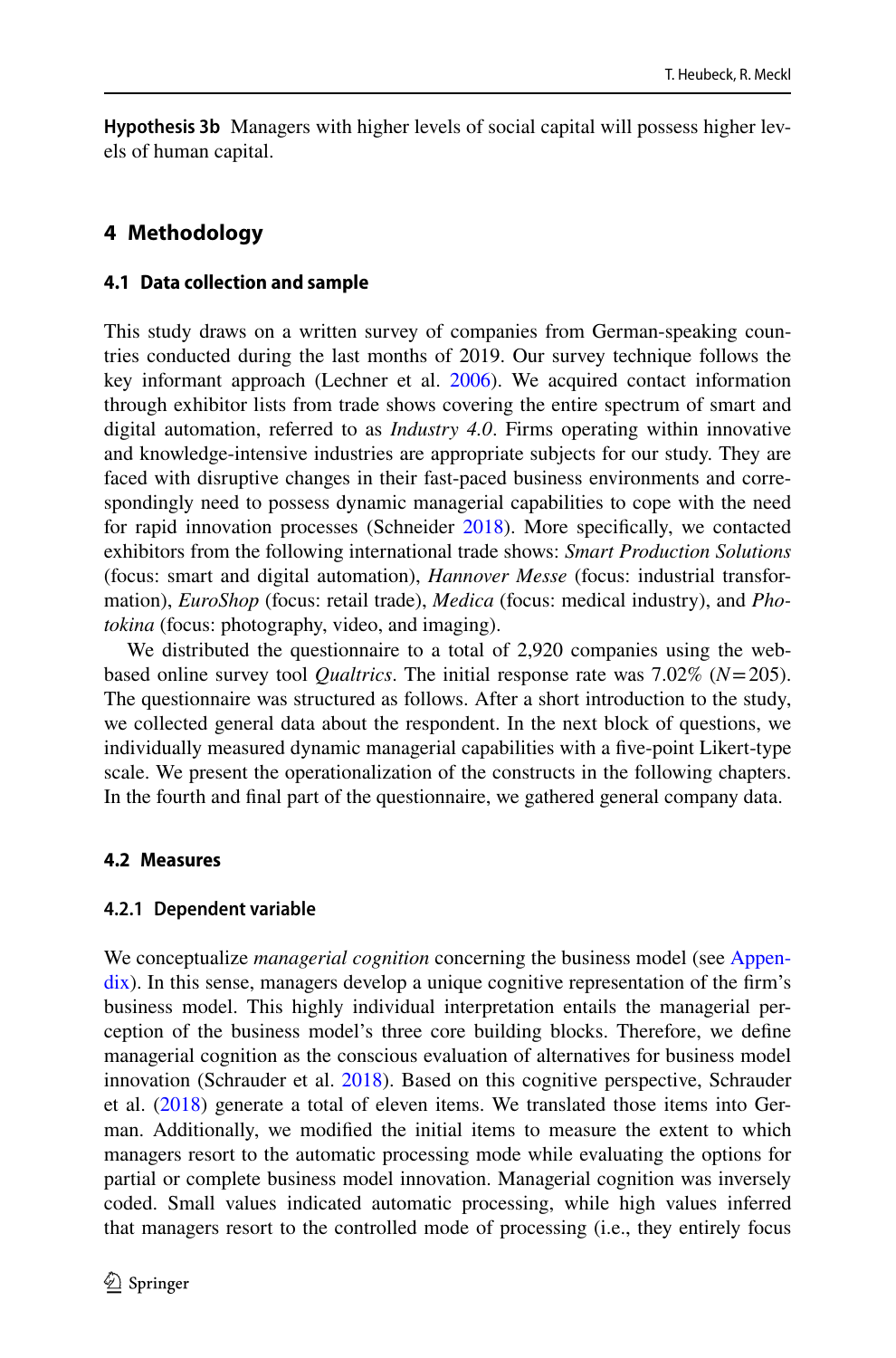**Hypothesis 3b** Managers with higher levels of social capital will possess higher levels of human capital.

## 4 Methodology

### 4.1 Data collection and sample

This study draws on a written survey of companies from German-speaking countries conducted during the last months of 2019. Our survey technique follows the key informant approach (Lechner et al. 2006). We acquired contact information through exhibitor lists from trade shows covering the entire spectrum of smart and digital automation, referred to as *Industry 4.0*. Firms operating within innovative and knowledge-intensive industries are appropriate subjects for our study. They are faced with disruptive changes in their fast-paced business environments and correspondingly need to possess dynamic managerial capabilities to cope with the need for rapid innovation processes (Schneider 2018). More specifically, we contacted exhibitors from the following international trade shows: *Smart Production Solutions* (focus: smart and digital automation), *Hannover Messe* (focus: industrial transformation), *EuroShop* (focus: retail trade), *Medica* (focus: medical industry), and *Photokina* (focus: photography, video, and imaging).

We distributed the questionnaire to a total of 2,920 companies using the web-based online survey tool *Qualtrics*. The initial response rate was 7.02% ($N=205$). The questionnaire was structured as follows. After a short introduction to the study, we collected general data about the respondent. In the next block of questions, we individually measured dynamic managerial capabilities with a five-point Likert-type scale. We present the operationalization of the constructs in the following chapters. In the fourth and final part of the questionnaire, we gathered general company data.

### 4.2 Measures

#### 4.2.1 Dependent variable

We conceptualize *managerial cognition* concerning the business model (see Appendix). In this sense, managers develop a unique cognitive representation of the firm's business model. This highly individual interpretation entails the managerial perception of the business model's three core building blocks. Therefore, we define managerial cognition as the conscious evaluation of alternatives for business model innovation (Schrauder et al. 2018). Based on this cognitive perspective, Schrauder et al. (2018) generate a total of eleven items. We translated those items into German. Additionally, we modified the initial items to measure the extent to which managers resort to the automatic processing mode while evaluating the options for partial or complete business model innovation. Managerial cognition was inversely coded. Small values indicated automatic processing, while high values inferred that managers resort to the controlled mode of processing (i.e., they entirely focus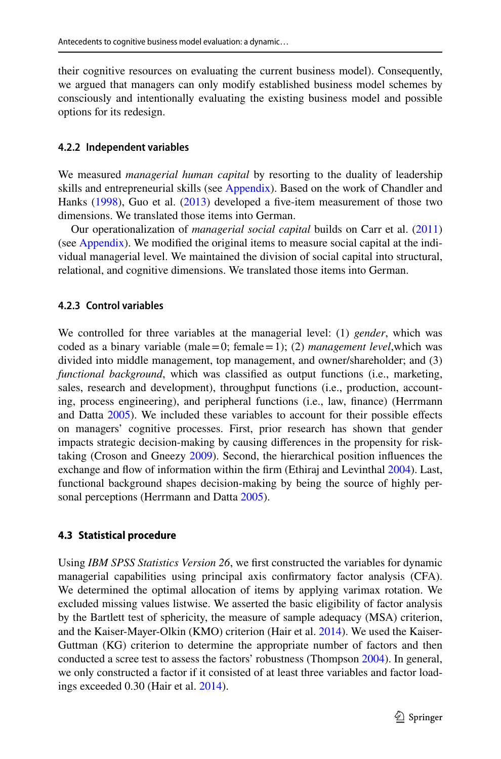their cognitive resources on evaluating the current business model). Consequently, we argued that managers can only modify established business model schemes by consciously and intentionally evaluating the existing business model and possible options for its redesign.

#### 4.2.2 Independent variables

We measured *managerial human capital* by resorting to the duality of leadership skills and entrepreneurial skills (see Appendix). Based on the work of Chandler and Hanks (1998), Guo et al. (2013) developed a five-item measurement of those two dimensions. We translated those items into German.

Our operationalization of *managerial social capital* builds on Carr et al. (2011) (see Appendix). We modified the original items to measure social capital at the individual managerial level. We maintained the division of social capital into structural, relational, and cognitive dimensions. We translated those items into German.

#### 4.2.3 Control variables

We controlled for three variables at the managerial level: (1) *gender*, which was coded as a binary variable (male = 0; female = 1); (2) *management level*,which was divided into middle management, top management, and owner/shareholder; and (3) *functional background*, which was classified as output functions (i.e., marketing, sales, research and development), throughput functions (i.e., production, accounting, process engineering), and peripheral functions (i.e., law, finance) (Herrmann and Datta 2005). We included these variables to account for their possible effects on managers' cognitive processes. First, prior research has shown that gender impacts strategic decision-making by causing differences in the propensity for risk-taking (Croson and Gneezy 2009). Second, the hierarchical position influences the exchange and flow of information within the firm (Ethiraj and Levinthal 2004). Last, functional background shapes decision-making by being the source of highly personal perceptions (Herrmann and Datta 2005).

### 4.3 Statistical procedure

Using *IBM SPSS Statistics Version 26*, we first constructed the variables for dynamic managerial capabilities using principal axis confirmatory factor analysis (CFA). We determined the optimal allocation of items by applying varimax rotation. We excluded missing values listwise. We asserted the basic eligibility of factor analysis by the Bartlett test of sphericity, the measure of sample adequacy (MSA) criterion, and the Kaiser-Mayer-Olkin (KMO) criterion (Hair et al. 2014). We used the Kaiser-Guttman (KG) criterion to determine the appropriate number of factors and then conducted a scree test to assess the factors' robustness (Thompson 2004). In general, we only constructed a factor if it consisted of at least three variables and factor loadings exceeded 0.30 (Hair et al. 2014).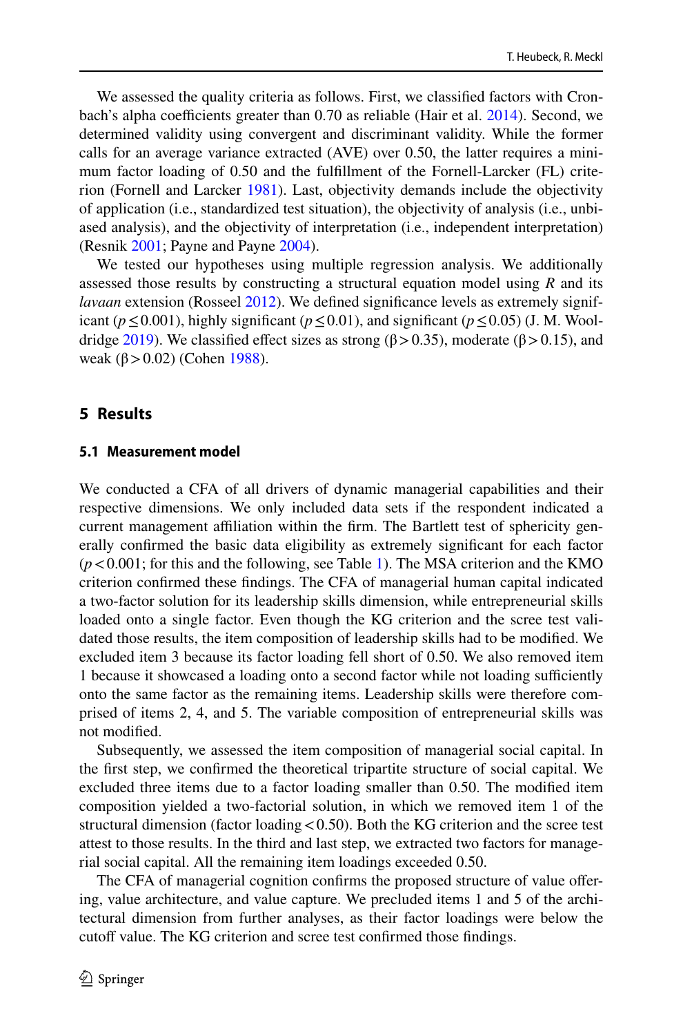We assessed the quality criteria as follows. First, we classified factors with Cronbach's alpha coefficients greater than 0.70 as reliable (Hair et al. 2014). Second, we determined validity using convergent and discriminant validity. While the former calls for an average variance extracted (AVE) over 0.50, the latter requires a minimum factor loading of 0.50 and the fulfillment of the Fornell-Larcker (FL) criterion (Fornell and Larcker 1981). Last, objectivity demands include the objectivity of application (i.e., standardized test situation), the objectivity of analysis (i.e., unbiased analysis), and the objectivity of interpretation (i.e., independent interpretation) (Resnik 2001; Payne and Payne 2004).

We tested our hypotheses using multiple regression analysis. We additionally assessed those results by constructing a structural equation model using *R* and its *lavaan* extension (Rosseel 2012). We defined significance levels as extremely significant ($p \leq 0.001$), highly significant ($p \leq 0.01$), and significant ($p \leq 0.05$) (J. M. Wooldridge 2019). We classified effect sizes as strong ($\beta > 0.35$), moderate ($\beta > 0.15$), and weak ($\beta > 0.02$) (Cohen 1988).

## 5 Results

### 5.1 Measurement model

We conducted a CFA of all drivers of dynamic managerial capabilities and their respective dimensions. We only included data sets if the respondent indicated a current management affiliation within the firm. The Bartlett test of sphericity generally confirmed the basic data eligibility as extremely significant for each factor ($p < 0.001$; for this and the following, see Table 1). The MSA criterion and the KMO criterion confirmed these findings. The CFA of managerial human capital indicated a two-factor solution for its leadership skills dimension, while entrepreneurial skills loaded onto a single factor. Even though the KG criterion and the scree test validated those results, the item composition of leadership skills had to be modified. We excluded item 3 because its factor loading fell short of 0.50. We also removed item 1 because it showcased a loading onto a second factor while not loading sufficiently onto the same factor as the remaining items. Leadership skills were therefore comprised of items 2, 4, and 5. The variable composition of entrepreneurial skills was not modified.

Subsequently, we assessed the item composition of managerial social capital. In the first step, we confirmed the theoretical tripartite structure of social capital. We excluded three items due to a factor loading smaller than 0.50. The modified item composition yielded a two-factorial solution, in which we removed item 1 of the structural dimension (factor loading < 0.50). Both the KG criterion and the scree test attest to those results. In the third and last step, we extracted two factors for managerial social capital. All the remaining item loadings exceeded 0.50.

The CFA of managerial cognition confirms the proposed structure of value offering, value architecture, and value capture. We precluded items 1 and 5 of the architectural dimension from further analyses, as their factor loadings were below the cutoff value. The KG criterion and scree test confirmed those findings.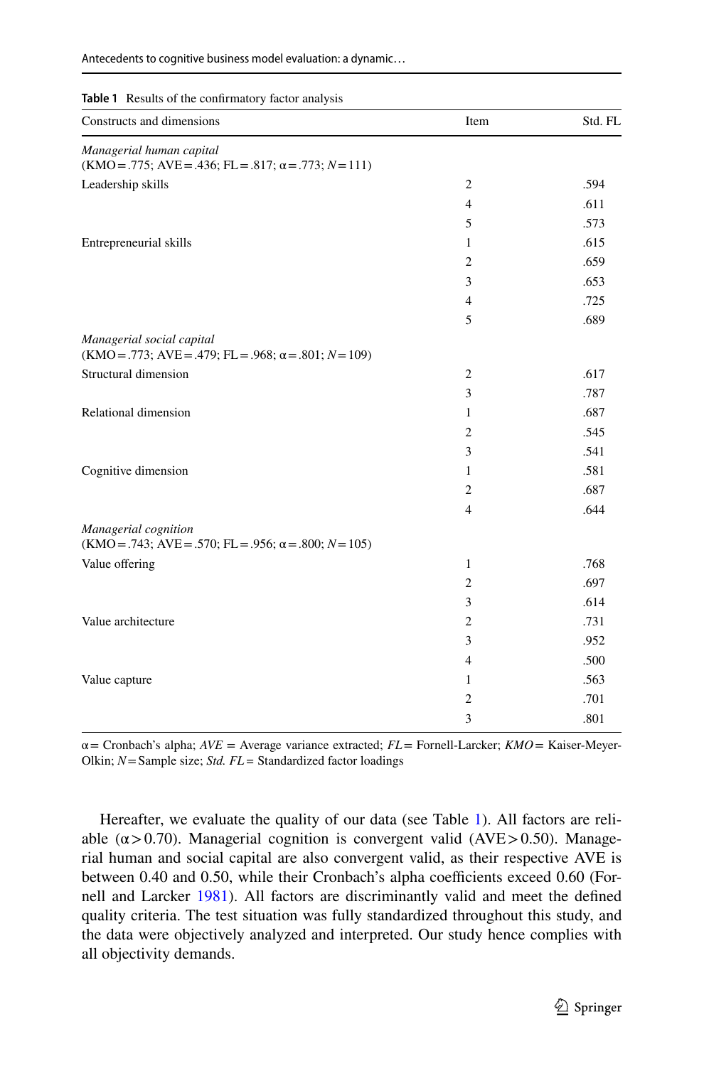**Table 1** Results of the confirmatory factor analysis

| Constructs and dimensions | Item | Std. FL |
|---|---|---|
| *Managerial human capital*<br>(KMO = .775; AVE = .436; FL = .817; α = .773; *N* = 111) | | |
| Leadership skills | 2 | .594 |
| | 4 | .611 |
| | 5 | .573 |
| Entrepreneurial skills | 1 | .615 |
| | 2 | .659 |
| | 3 | .653 |
| | 4 | .725 |
| | 5 | .689 |
| *Managerial social capital*<br>(KMO = .773; AVE = .479; FL = .968; α = .801; *N* = 109) | | |
| Structural dimension | 2 | .617 |
| | 3 | .787 |
| Relational dimension | 1 | .687 |
| | 2 | .545 |
| | 3 | .541 |
| Cognitive dimension | 1 | .581 |
| | 2 | .687 |
| | 4 | .644 |
| *Managerial cognition*<br>(KMO = .743; AVE = .570; FL = .956; α = .800; *N* = 105) | | |
| Value offering | 1 | .768 |
| | 2 | .697 |
| | 3 | .614 |
| Value architecture | 2 | .731 |
| | 3 | .952 |
| | 4 | .500 |
| Value capture | 1 | .563 |
| | 2 | .701 |
| | 3 | .801 |

α = Cronbach's alpha; *AVE* = Average variance extracted; *FL* = Fornell-Larcker; *KMO* = Kaiser-Meyer-Olkin; *N* = Sample size; *Std. FL* = Standardized factor loadings

Hereafter, we evaluate the quality of our data (see Table 1). All factors are reliable ($\alpha > 0.70$). Managerial cognition is convergent valid (AVE > 0.50). Managerial human and social capital are also convergent valid, as their respective AVE is between 0.40 and 0.50, while their Cronbach's alpha coefficients exceed 0.60 (Fornell and Larcker 1981). All factors are discriminantly valid and meet the defined quality criteria. The test situation was fully standardized throughout this study, and the data were objectively analyzed and interpreted. Our study hence complies with all objectivity demands.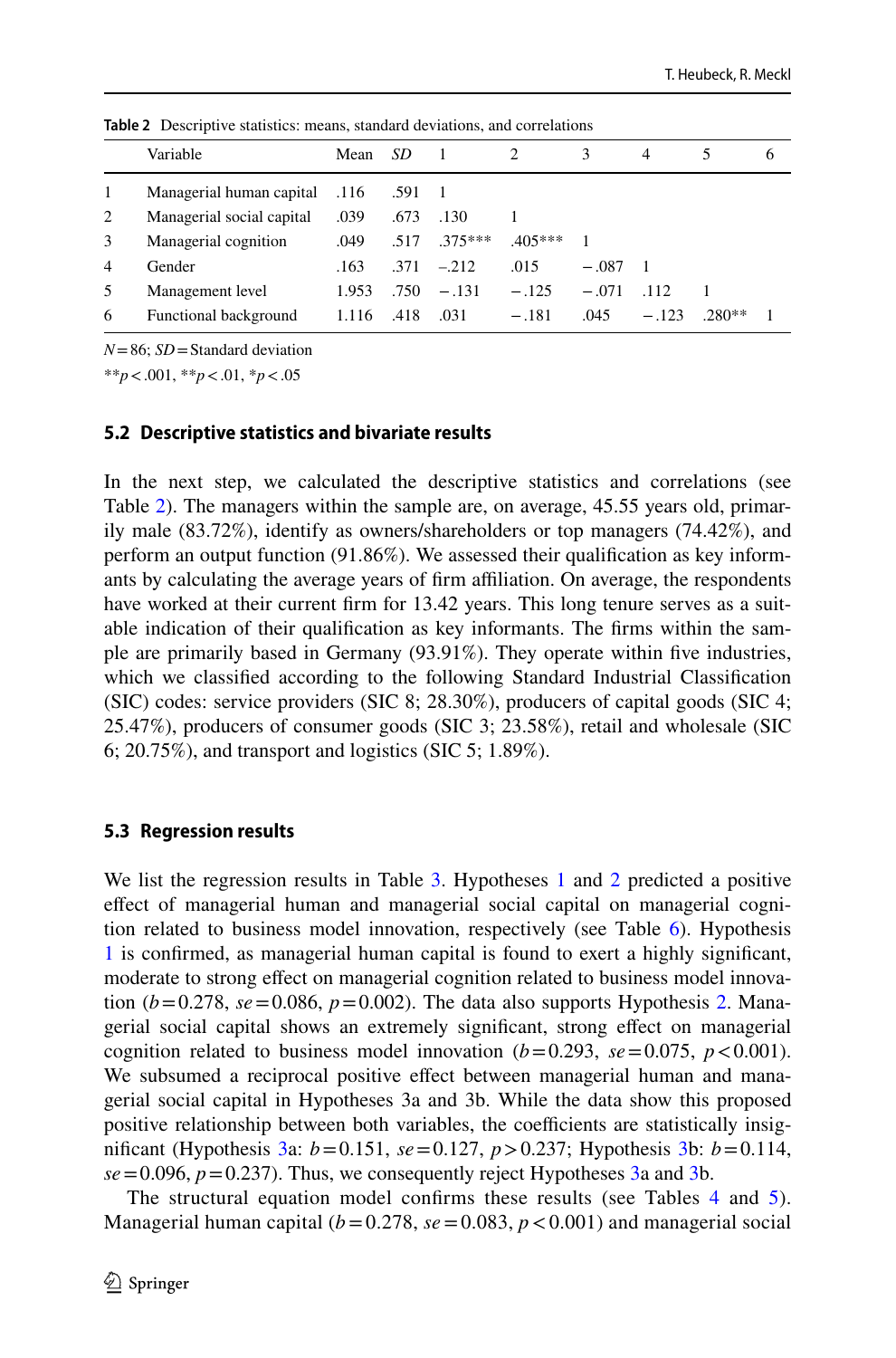**Table 2** Descriptive statistics: means, standard deviations, and correlations

| | Variable | Mean | *SD* | 1 | 2 | 3 | 4 | 5 | 6 |
|---|---|---|---|---|---|---|---|---|---|
| 1 | Managerial human capital | .116 | .591 | 1 | | | | | |
| 2 | Managerial social capital | .039 | .673 | .130 | 1 | | | | |
| 3 | Managerial cognition | .049 | .517 | .375*** | .405*** | 1 | | | |
| 4 | Gender | .163 | .371 | –.212 | .015 | −.087 | 1 | | |
| 5 | Management level | 1.953 | .750 | −.131 | −.125 | −.071 | .112 | 1 | |
| 6 | Functional background | 1.116 | .418 | .031 | −.181 | .045 | −.123 | .280** | 1 |

$N=86$; *SD* = Standard deviation

$^{**}p<.001$, $^{**}p<.01$, $^{*}p<.05$

### 5.2 Descriptive statistics and bivariate results

In the next step, we calculated the descriptive statistics and correlations (see Table 2). The managers within the sample are, on average, 45.55 years old, primarily male (83.72%), identify as owners/shareholders or top managers (74.42%), and perform an output function (91.86%). We assessed their qualification as key informants by calculating the average years of firm affiliation. On average, the respondents have worked at their current firm for 13.42 years. This long tenure serves as a suitable indication of their qualification as key informants. The firms within the sample are primarily based in Germany (93.91%). They operate within five industries, which we classified according to the following Standard Industrial Classification (SIC) codes: service providers (SIC 8; 28.30%), producers of capital goods (SIC 4; 25.47%), producers of consumer goods (SIC 3; 23.58%), retail and wholesale (SIC 6; 20.75%), and transport and logistics (SIC 5; 1.89%).

### 5.3 Regression results

We list the regression results in Table 3. Hypotheses 1 and 2 predicted a positive effect of managerial human and managerial social capital on managerial cognition related to business model innovation, respectively (see Table 6). Hypothesis 1 is confirmed, as managerial human capital is found to exert a highly significant, moderate to strong effect on managerial cognition related to business model innovation ($b=0.278$, $se=0.086$, $p=0.002$). The data also supports Hypothesis 2. Managerial social capital shows an extremely significant, strong effect on managerial cognition related to business model innovation ($b=0.293$, $se=0.075$, $p<0.001$). We subsumed a reciprocal positive effect between managerial human and managerial social capital in Hypotheses 3a and 3b. While the data show this proposed positive relationship between both variables, the coefficients are statistically insignificant (Hypothesis 3a: $b=0.151$, $se=0.127$, $p>0.237$; Hypothesis 3b: $b=0.114$, $se=0.096$, $p=0.237$). Thus, we consequently reject Hypotheses 3a and 3b.

The structural equation model confirms these results (see Tables 4 and 5). Managerial human capital ($b=0.278$, $se=0.083$, $p<0.001$) and managerial social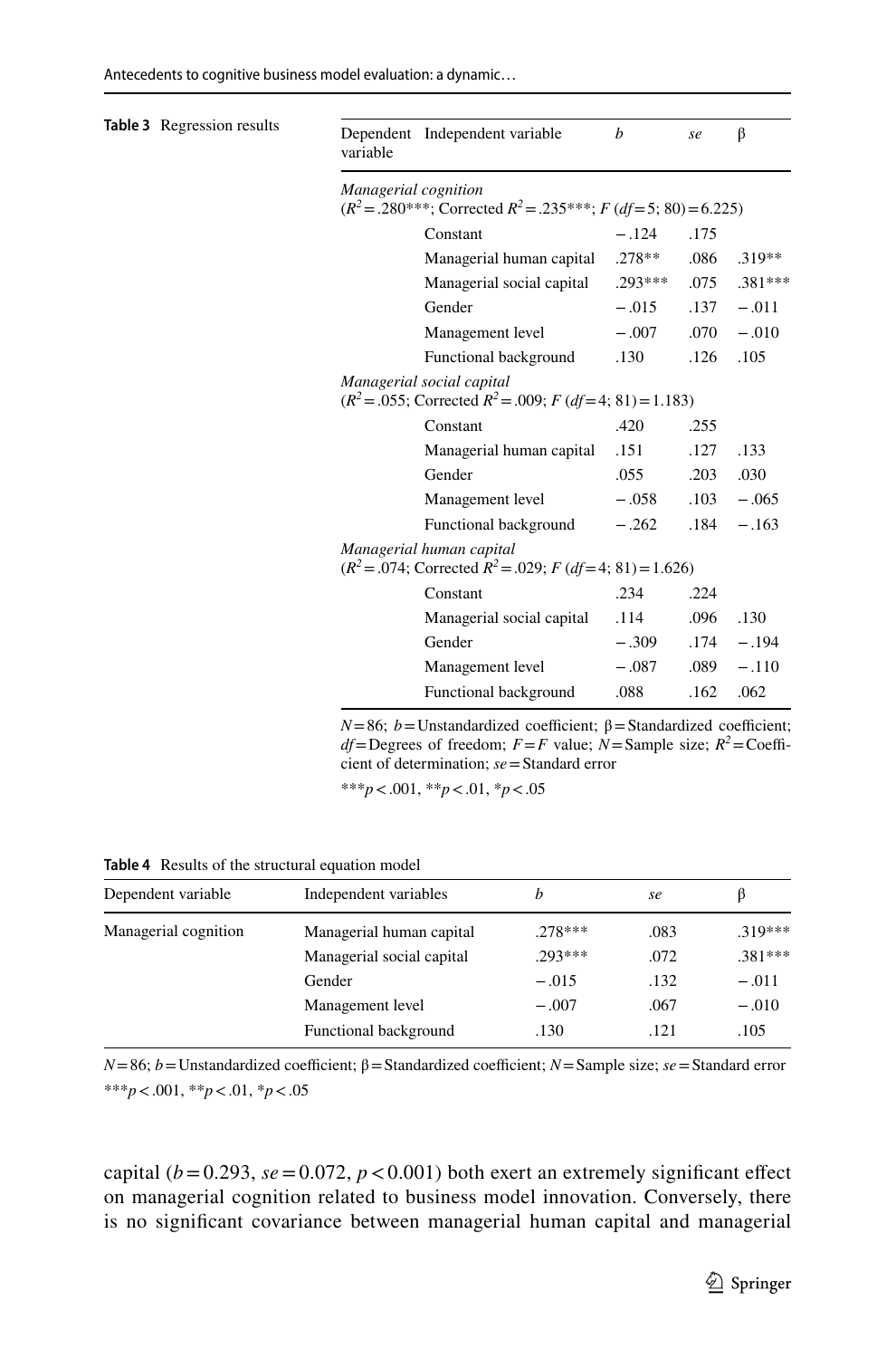**Table 3** Regression results

| Dependent variable | Independent variable | *b* | *se* | β |
|---|---|---|---|---|
| *Managerial cognition* ($R^2$ = .280***; Corrected $R^2$ = .235***; *F* (*df* = 5; 80) = 6.225) | | | | |
| | Constant | −.124 | .175 | |
| | Managerial human capital | .278** | .086 | .319** |
| | Managerial social capital | .293*** | .075 | .381*** |
| | Gender | −.015 | .137 | −.011 |
| | Management level | −.007 | .070 | −.010 |
| | Functional background | .130 | .126 | .105 |
| *Managerial social capital* ($R^2$ = .055; Corrected $R^2$ = .009; *F* (*df* = 4; 81) = 1.183) | | | | |
| | Constant | .420 | .255 | |
| | Managerial human capital | .151 | .127 | .133 |
| | Gender | .055 | .203 | .030 |
| | Management level | −.058 | .103 | −.065 |
| | Functional background | −.262 | .184 | −.163 |
| *Managerial human capital* ($R^2$ = .074; Corrected $R^2$ = .029; *F* (*df* = 4; 81) = 1.626) | | | | |
| | Constant | .234 | .224 | |
| | Managerial social capital | .114 | .096 | .130 |
| | Gender | −.309 | .174 | −.194 |
| | Management level | −.087 | .089 | −.110 |
| | Functional background | .088 | .162 | .062 |

*N* = 86; *b* = Unstandardized coefficient; β = Standardized coefficient; *df* = Degrees of freedom; *F* = *F* value; *N* = Sample size; $R^2$ = Coefficient of determination; *se* = Standard error

***$p < .001$, **$p < .01$, *$p < .05$

**Table 4** Results of the structural equation model

| Dependent variable | Independent variables | *b* | *se* | β |
|---|---|---|---|---|
| Managerial cognition | Managerial human capital | .278*** | .083 | .319*** |
| | Managerial social capital | .293*** | .072 | .381*** |
| | Gender | −.015 | .132 | −.011 |
| | Management level | −.007 | .067 | −.010 |
| | Functional background | .130 | .121 | .105 |

*N* = 86; *b* = Unstandardized coefficient; β = Standardized coefficient; *N* = Sample size; *se* = Standard error

***$p < .001$, **$p < .01$, *$p < .05$

capital ($b = 0.293$, $se = 0.072$, $p < 0.001$) both exert an extremely significant effect on managerial cognition related to business model innovation. Conversely, there is no significant covariance between managerial human capital and managerial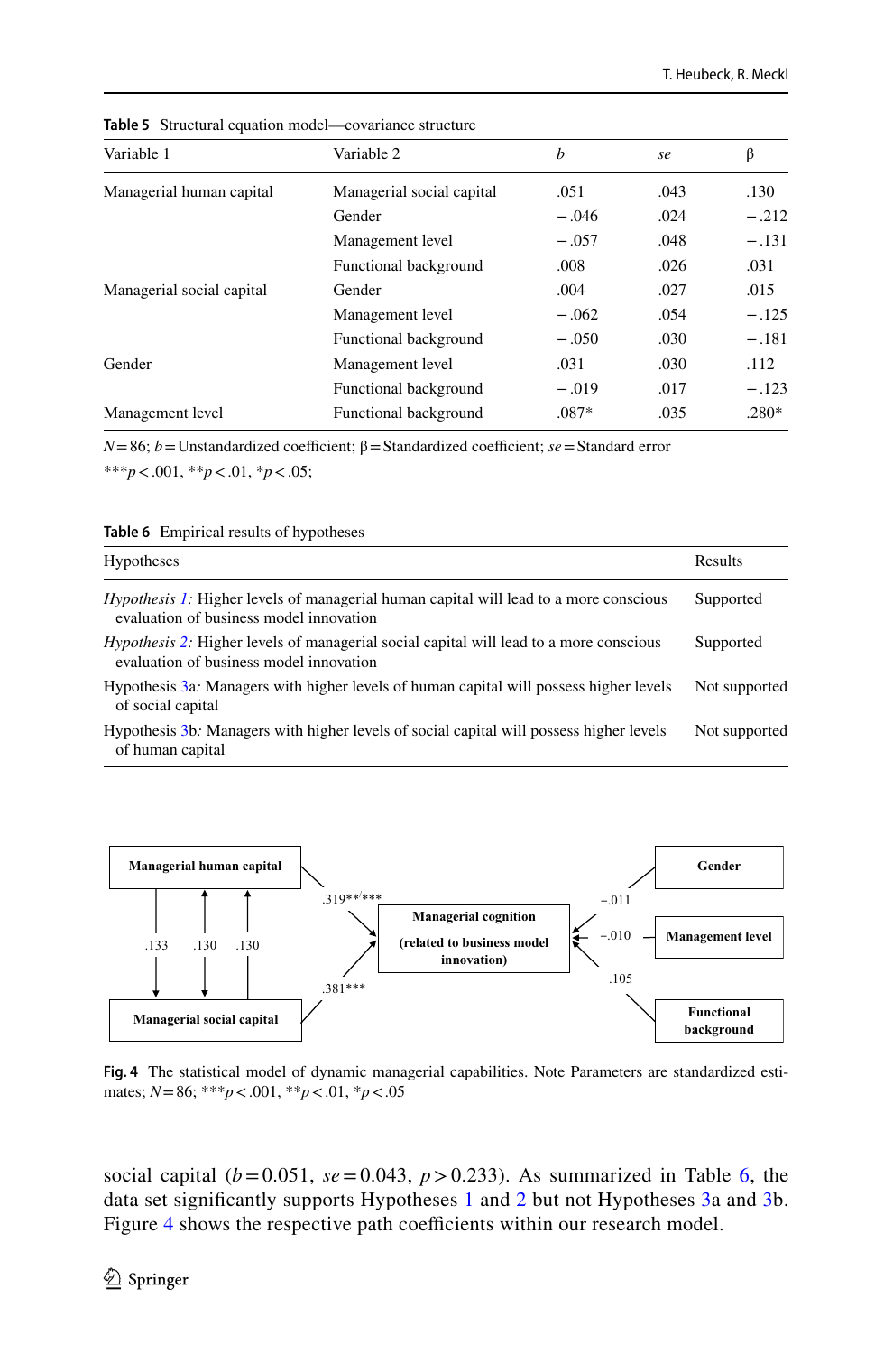**Table 5** Structural equation model—covariance structure

| Variable 1 | Variable 2 | *b* | *se* | β |
|---|---|---|---|---|
| Managerial human capital | Managerial social capital | .051 | .043 | .130 |
| | Gender | −.046 | .024 | −.212 |
| | Management level | −.057 | .048 | −.131 |
| | Functional background | .008 | .026 | .031 |
| Managerial social capital | Gender | .004 | .027 | .015 |
| | Management level | −.062 | .054 | −.125 |
| | Functional background | −.050 | .030 | −.181 |
| Gender | Management level | .031 | .030 | .112 |
| | Functional background | −.019 | .017 | −.123 |
| Management level | Functional background | .087* | .035 | .280* |

$N = 86$; $b$ = Unstandardized coefficient; β = Standardized coefficient; $se$ = Standard error

***$p < .001$, **$p < .01$, *$p < .05$;

**Table 6** Empirical results of hypotheses

| Hypotheses | Results |
|---|---|
| *Hypothesis 1:* Higher levels of managerial human capital will lead to a more conscious evaluation of business model innovation | Supported |
| *Hypothesis 2:* Higher levels of managerial social capital will lead to a more conscious evaluation of business model innovation | Supported |
| Hypothesis 3a*:* Managers with higher levels of human capital will possess higher levels of social capital | Not supported |
| Hypothesis 3b*:* Managers with higher levels of social capital will possess higher levels of human capital | Not supported |

Managerial human capital
Managerial social capital
.133
.130
.130
.319**/***
.381***
Managerial cognition
(related to business model innovation)
Gender
Management level
Functional background
−.011
−.010
.105

**Fig. 4** The statistical model of dynamic managerial capabilities. Note Parameters are standardized estimates; $N = 86$; ***$p < .001$, **$p < .01$, *$p < .05$

social capital ($b = 0.051$, $se = 0.043$, $p > 0.233$). As summarized in Table 6, the data set significantly supports Hypotheses 1 and 2 but not Hypotheses 3a and 3b. Figure 4 shows the respective path coefficients within our research model.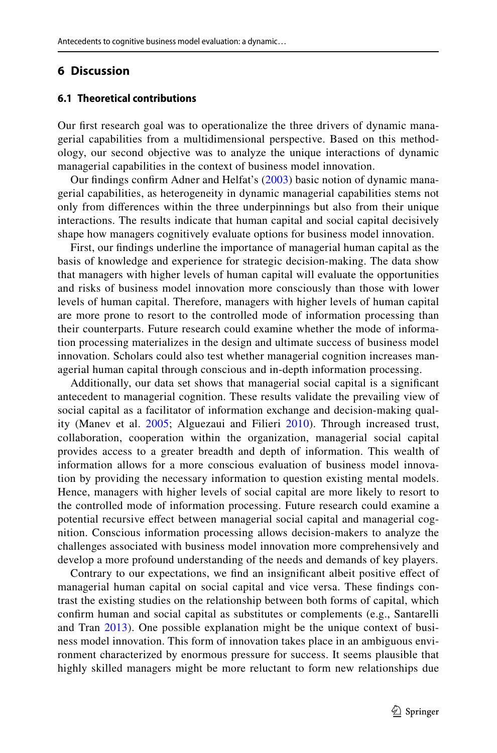## 6 Discussion

### 6.1 Theoretical contributions

Our first research goal was to operationalize the three drivers of dynamic managerial capabilities from a multidimensional perspective. Based on this methodology, our second objective was to analyze the unique interactions of dynamic managerial capabilities in the context of business model innovation.

Our findings confirm Adner and Helfat's (2003) basic notion of dynamic managerial capabilities, as heterogeneity in dynamic managerial capabilities stems not only from differences within the three underpinnings but also from their unique interactions. The results indicate that human capital and social capital decisively shape how managers cognitively evaluate options for business model innovation.

First, our findings underline the importance of managerial human capital as the basis of knowledge and experience for strategic decision-making. The data show that managers with higher levels of human capital will evaluate the opportunities and risks of business model innovation more consciously than those with lower levels of human capital. Therefore, managers with higher levels of human capital are more prone to resort to the controlled mode of information processing than their counterparts. Future research could examine whether the mode of information processing materializes in the design and ultimate success of business model innovation. Scholars could also test whether managerial cognition increases managerial human capital through conscious and in-depth information processing.

Additionally, our data set shows that managerial social capital is a significant antecedent to managerial cognition. These results validate the prevailing view of social capital as a facilitator of information exchange and decision-making quality (Manev et al. 2005; Alguezaui and Filieri 2010). Through increased trust, collaboration, cooperation within the organization, managerial social capital provides access to a greater breadth and depth of information. This wealth of information allows for a more conscious evaluation of business model innovation by providing the necessary information to question existing mental models. Hence, managers with higher levels of social capital are more likely to resort to the controlled mode of information processing. Future research could examine a potential recursive effect between managerial social capital and managerial cognition. Conscious information processing allows decision-makers to analyze the challenges associated with business model innovation more comprehensively and develop a more profound understanding of the needs and demands of key players.

Contrary to our expectations, we find an insignificant albeit positive effect of managerial human capital on social capital and vice versa. These findings contrast the existing studies on the relationship between both forms of capital, which confirm human and social capital as substitutes or complements (e.g., Santarelli and Tran 2013). One possible explanation might be the unique context of business model innovation. This form of innovation takes place in an ambiguous environment characterized by enormous pressure for success. It seems plausible that highly skilled managers might be more reluctant to form new relationships due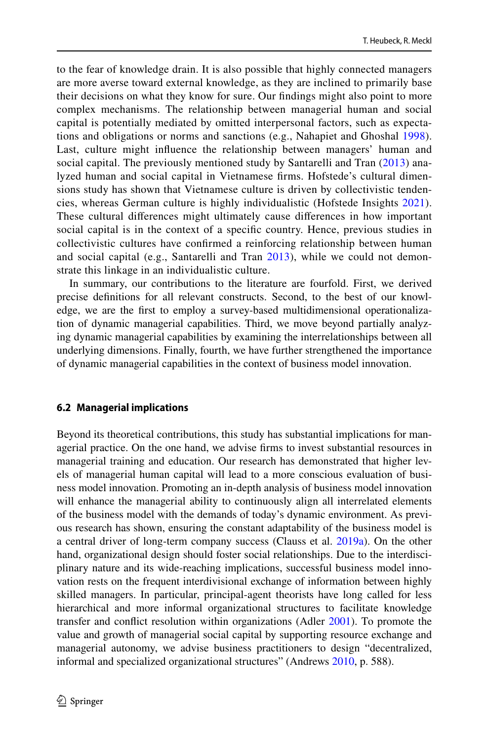to the fear of knowledge drain. It is also possible that highly connected managers are more averse toward external knowledge, as they are inclined to primarily base their decisions on what they know for sure. Our findings might also point to more complex mechanisms. The relationship between managerial human and social capital is potentially mediated by omitted interpersonal factors, such as expectations and obligations or norms and sanctions (e.g., Nahapiet and Ghoshal 1998). Last, culture might influence the relationship between managers' human and social capital. The previously mentioned study by Santarelli and Tran (2013) analyzed human and social capital in Vietnamese firms. Hofstede's cultural dimensions study has shown that Vietnamese culture is driven by collectivistic tendencies, whereas German culture is highly individualistic (Hofstede Insights 2021). These cultural differences might ultimately cause differences in how important social capital is in the context of a specific country. Hence, previous studies in collectivistic cultures have confirmed a reinforcing relationship between human and social capital (e.g., Santarelli and Tran 2013), while we could not demonstrate this linkage in an individualistic culture.

In summary, our contributions to the literature are fourfold. First, we derived precise definitions for all relevant constructs. Second, to the best of our knowledge, we are the first to employ a survey-based multidimensional operationalization of dynamic managerial capabilities. Third, we move beyond partially analyzing dynamic managerial capabilities by examining the interrelationships between all underlying dimensions. Finally, fourth, we have further strengthened the importance of dynamic managerial capabilities in the context of business model innovation.

### 6.2 Managerial implications

Beyond its theoretical contributions, this study has substantial implications for managerial practice. On the one hand, we advise firms to invest substantial resources in managerial training and education. Our research has demonstrated that higher levels of managerial human capital will lead to a more conscious evaluation of business model innovation. Promoting an in-depth analysis of business model innovation will enhance the managerial ability to continuously align all interrelated elements of the business model with the demands of today's dynamic environment. As previous research has shown, ensuring the constant adaptability of the business model is a central driver of long-term company success (Clauss et al. 2019a). On the other hand, organizational design should foster social relationships. Due to the interdisciplinary nature and its wide-reaching implications, successful business model innovation rests on the frequent interdivisional exchange of information between highly skilled managers. In particular, principal-agent theorists have long called for less hierarchical and more informal organizational structures to facilitate knowledge transfer and conflict resolution within organizations (Adler 2001). To promote the value and growth of managerial social capital by supporting resource exchange and managerial autonomy, we advise business practitioners to design "decentralized, informal and specialized organizational structures" (Andrews 2010, p. 588).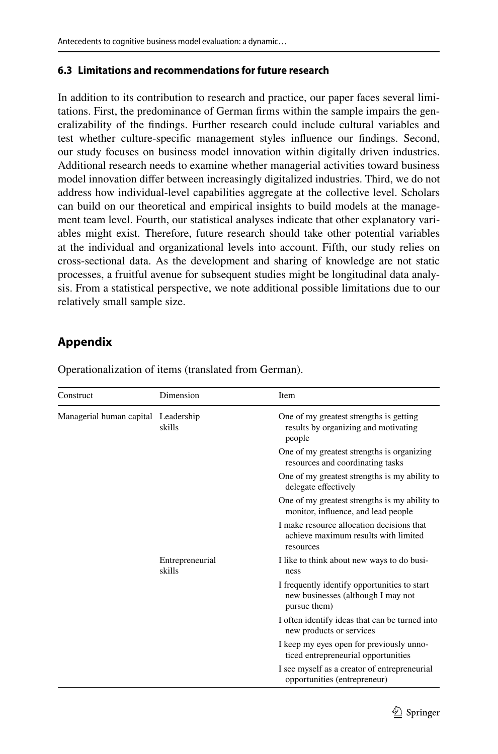### 6.3 Limitations and recommendations for future research

In addition to its contribution to research and practice, our paper faces several limitations. First, the predominance of German firms within the sample impairs the generalizability of the findings. Further research could include cultural variables and test whether culture-specific management styles influence our findings. Second, our study focuses on business model innovation within digitally driven industries. Additional research needs to examine whether managerial activities toward business model innovation differ between increasingly digitalized industries. Third, we do not address how individual-level capabilities aggregate at the collective level. Scholars can build on our theoretical and empirical insights to build models at the management team level. Fourth, our statistical analyses indicate that other explanatory variables might exist. Therefore, future research should take other potential variables at the individual and organizational levels into account. Fifth, our study relies on cross-sectional data. As the development and sharing of knowledge are not static processes, a fruitful avenue for subsequent studies might be longitudinal data analysis. From a statistical perspective, we note additional possible limitations due to our relatively small sample size.

## Appendix

Operationalization of items (translated from German).

| Construct | Dimension | Item |
|---|---|---|
| Managerial human capital | Leadership skills | One of my greatest strengths is getting results by organizing and motivating people |
| | | One of my greatest strengths is organizing resources and coordinating tasks |
| | | One of my greatest strengths is my ability to delegate effectively |
| | | One of my greatest strengths is my ability to monitor, influence, and lead people |
| | | I make resource allocation decisions that achieve maximum results with limited resources |
| | Entrepreneurial skills | I like to think about new ways to do business |
| | | I frequently identify opportunities to start new businesses (although I may not pursue them) |
| | | I often identify ideas that can be turned into new products or services |
| | | I keep my eyes open for previously unnoticed entrepreneurial opportunities |
| | | I see myself as a creator of entrepreneurial opportunities (entrepreneur) |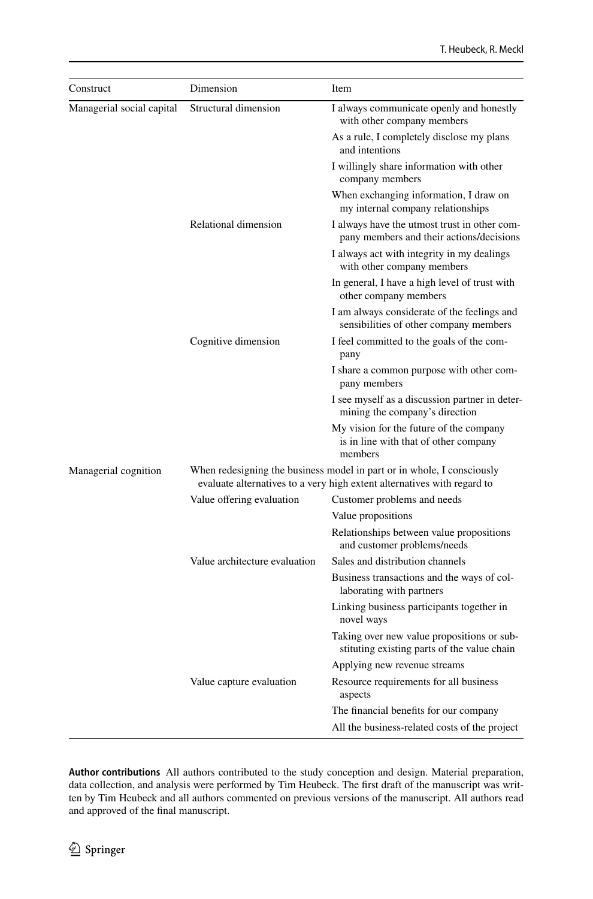| Construct | Dimension | Item |
|---|---|---|
| Managerial social capital | Structural dimension | I always communicate openly and honestly with other company members |
| | | As a rule, I completely disclose my plans and intentions |
| | | I willingly share information with other company members |
| | | When exchanging information, I draw on my internal company relationships |
| | Relational dimension | I always have the utmost trust in other company members and their actions/decisions |
| | | I always act with integrity in my dealings with other company members |
| | | In general, I have a high level of trust with other company members |
| | | I am always considerate of the feelings and sensibilities of other company members |
| | Cognitive dimension | I feel committed to the goals of the company |
| | | I share a common purpose with other company members |
| | | I see myself as a discussion partner in determining the company's direction |
| | | My vision for the future of the company is in line with that of other company members |
| Managerial cognition | When redesigning the business model in part or in whole, I consciously evaluate alternatives to a very high extent alternatives with regard to | |
| | Value offering evaluation | Customer problems and needs |
| | | Value propositions |
| | | Relationships between value propositions and customer problems/needs |
| | Value architecture evaluation | Sales and distribution channels |
| | | Business transactions and the ways of collaborating with partners |
| | | Linking business participants together in novel ways |
| | | Taking over new value propositions or substituting existing parts of the value chain |
| | | Applying new revenue streams |
| | Value capture evaluation | Resource requirements for all business aspects |
| | | The financial benefits for our company |
| | | All the business-related costs of the project |

**Author contributions** All authors contributed to the study conception and design. Material preparation, data collection, and analysis were performed by Tim Heubeck. The first draft of the manuscript was written by Tim Heubeck and all authors commented on previous versions of the manuscript. All authors read and approved of the final manuscript.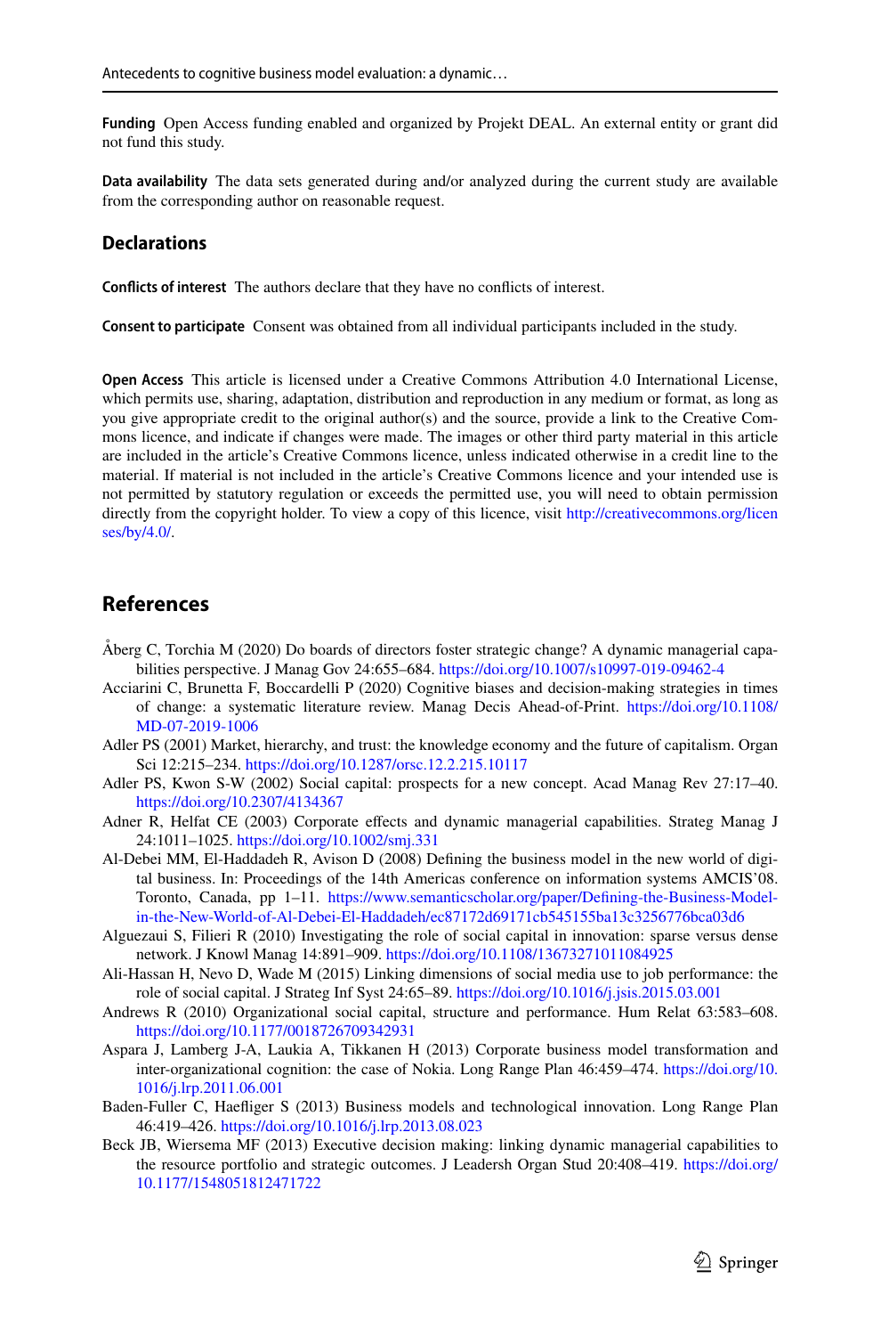**Funding** Open Access funding enabled and organized by Projekt DEAL. An external entity or grant did not fund this study.

**Data availability** The data sets generated during and/or analyzed during the current study are available from the corresponding author on reasonable request.

## Declarations

**Conflicts of interest** The authors declare that they have no conflicts of interest.

**Consent to participate** Consent was obtained from all individual participants included in the study.

**Open Access** This article is licensed under a Creative Commons Attribution 4.0 International License, which permits use, sharing, adaptation, distribution and reproduction in any medium or format, as long as you give appropriate credit to the original author(s) and the source, provide a link to the Creative Commons licence, and indicate if changes were made. The images or other third party material in this article are included in the article's Creative Commons licence, unless indicated otherwise in a credit line to the material. If material is not included in the article's Creative Commons licence and your intended use is not permitted by statutory regulation or exceeds the permitted use, you will need to obtain permission directly from the copyright holder. To view a copy of this licence, visit http://creativecommons.org/licenses/by/4.0/.

## References

Åberg C, Torchia M (2020) Do boards of directors foster strategic change? A dynamic managerial capabilities perspective. J Manag Gov 24:655–684. https://doi.org/10.1007/s10997-019-09462-4

Acciarini C, Brunetta F, Boccardelli P (2020) Cognitive biases and decision-making strategies in times of change: a systematic literature review. Manag Decis Ahead-of-Print. https://doi.org/10.1108/MD-07-2019-1006

Adler PS (2001) Market, hierarchy, and trust: the knowledge economy and the future of capitalism. Organ Sci 12:215–234. https://doi.org/10.1287/orsc.12.2.215.10117

Adler PS, Kwon S-W (2002) Social capital: prospects for a new concept. Acad Manag Rev 27:17–40. https://doi.org/10.2307/4134367

Adner R, Helfat CE (2003) Corporate effects and dynamic managerial capabilities. Strateg Manag J 24:1011–1025. https://doi.org/10.1002/smj.331

Al-Debei MM, El-Haddadeh R, Avison D (2008) Defining the business model in the new world of digital business. In: Proceedings of the 14th Americas conference on information systems AMCIS'08. Toronto, Canada, pp 1–11. https://www.semanticscholar.org/paper/Defining-the-Business-Model-in-the-New-World-of-Al-Debei-El-Haddadeh/ec87172d69171cb545155ba13c3256776bca03d6

Alguezaui S, Filieri R (2010) Investigating the role of social capital in innovation: sparse versus dense network. J Knowl Manag 14:891–909. https://doi.org/10.1108/13673271011084925

Ali-Hassan H, Nevo D, Wade M (2015) Linking dimensions of social media use to job performance: the role of social capital. J Strateg Inf Syst 24:65–89. https://doi.org/10.1016/j.jsis.2015.03.001

Andrews R (2010) Organizational social capital, structure and performance. Hum Relat 63:583–608. https://doi.org/10.1177/0018726709342931

Aspara J, Lamberg J-A, Laukia A, Tikkanen H (2013) Corporate business model transformation and inter-organizational cognition: the case of Nokia. Long Range Plan 46:459–474. https://doi.org/10.1016/j.lrp.2011.06.001

Baden-Fuller C, Haefliger S (2013) Business models and technological innovation. Long Range Plan 46:419–426. https://doi.org/10.1016/j.lrp.2013.08.023

Beck JB, Wiersema MF (2013) Executive decision making: linking dynamic managerial capabilities to the resource portfolio and strategic outcomes. J Leadersh Organ Stud 20:408–419. https://doi.org/10.1177/1548051812471722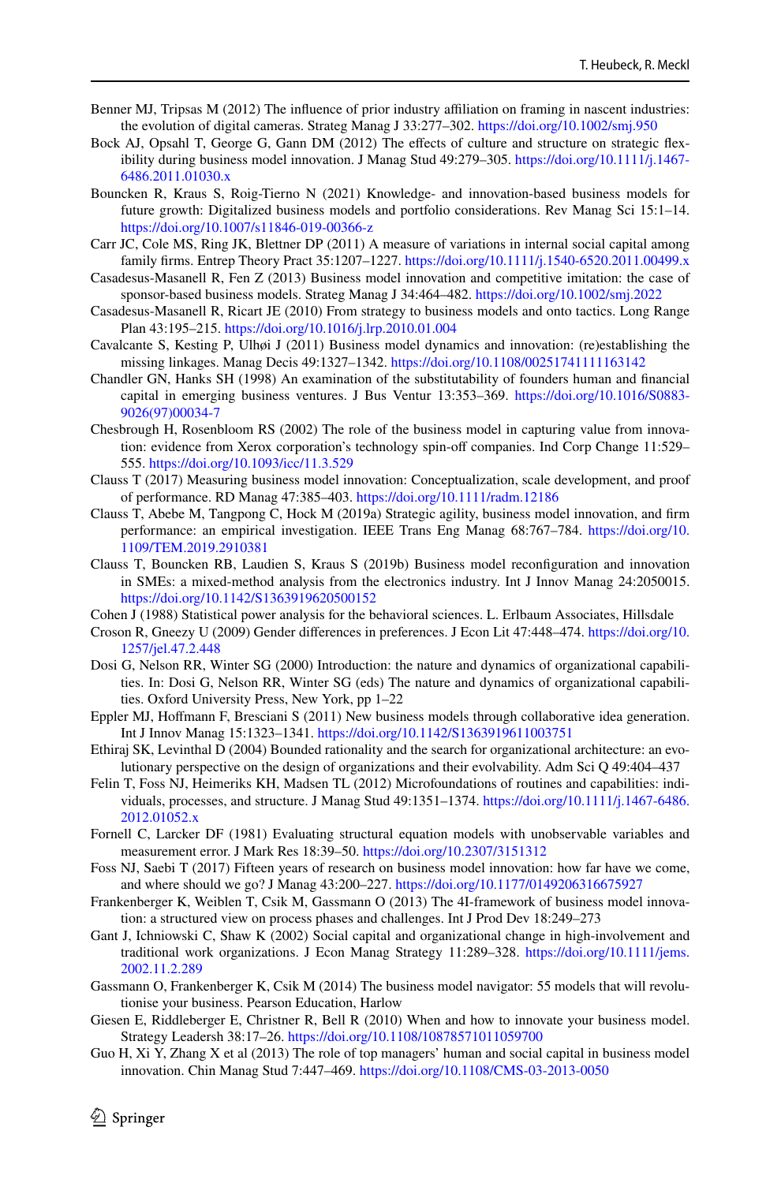Benner MJ, Tripsas M (2012) The influence of prior industry affiliation on framing in nascent industries: the evolution of digital cameras. Strateg Manag J 33:277–302. https://doi.org/10.1002/smj.950

Bock AJ, Opsahl T, George G, Gann DM (2012) The effects of culture and structure on strategic flexibility during business model innovation. J Manag Stud 49:279–305. https://doi.org/10.1111/j.1467-6486.2011.01030.x

Bouncken R, Kraus S, Roig-Tierno N (2021) Knowledge- and innovation-based business models for future growth: Digitalized business models and portfolio considerations. Rev Manag Sci 15:1–14. https://doi.org/10.1007/s11846-019-00366-z

Carr JC, Cole MS, Ring JK, Blettner DP (2011) A measure of variations in internal social capital among family firms. Entrep Theory Pract 35:1207–1227. https://doi.org/10.1111/j.1540-6520.2011.00499.x

Casadesus-Masanell R, Fen Z (2013) Business model innovation and competitive imitation: the case of sponsor-based business models. Strateg Manag J 34:464–482. https://doi.org/10.1002/smj.2022

Casadesus-Masanell R, Ricart JE (2010) From strategy to business models and onto tactics. Long Range Plan 43:195–215. https://doi.org/10.1016/j.lrp.2010.01.004

Cavalcante S, Kesting P, Ulhøi J (2011) Business model dynamics and innovation: (re)establishing the missing linkages. Manag Decis 49:1327–1342. https://doi.org/10.1108/00251741111163142

Chandler GN, Hanks SH (1998) An examination of the substitutability of founders human and financial capital in emerging business ventures. J Bus Ventur 13:353–369. https://doi.org/10.1016/S0883-9026(97)00034-7

Chesbrough H, Rosenbloom RS (2002) The role of the business model in capturing value from innovation: evidence from Xerox corporation's technology spin-off companies. Ind Corp Change 11:529–555. https://doi.org/10.1093/icc/11.3.529

Clauss T (2017) Measuring business model innovation: Conceptualization, scale development, and proof of performance. RD Manag 47:385–403. https://doi.org/10.1111/radm.12186

Clauss T, Abebe M, Tangpong C, Hock M (2019a) Strategic agility, business model innovation, and firm performance: an empirical investigation. IEEE Trans Eng Manag 68:767–784. https://doi.org/10.1109/TEM.2019.2910381

Clauss T, Bouncken RB, Laudien S, Kraus S (2019b) Business model reconfiguration and innovation in SMEs: a mixed-method analysis from the electronics industry. Int J Innov Manag 24:2050015. https://doi.org/10.1142/S1363919620500152

Cohen J (1988) Statistical power analysis for the behavioral sciences. L. Erlbaum Associates, Hillsdale

Croson R, Gneezy U (2009) Gender differences in preferences. J Econ Lit 47:448–474. https://doi.org/10.1257/jel.47.2.448

Dosi G, Nelson RR, Winter SG (2000) Introduction: the nature and dynamics of organizational capabilities. In: Dosi G, Nelson RR, Winter SG (eds) The nature and dynamics of organizational capabilities. Oxford University Press, New York, pp 1–22

Eppler MJ, Hoffmann F, Bresciani S (2011) New business models through collaborative idea generation. Int J Innov Manag 15:1323–1341. https://doi.org/10.1142/S1363919611003751

Ethiraj SK, Levinthal D (2004) Bounded rationality and the search for organizational architecture: an evolutionary perspective on the design of organizations and their evolvability. Adm Sci Q 49:404–437

Felin T, Foss NJ, Heimeriks KH, Madsen TL (2012) Microfoundations of routines and capabilities: individuals, processes, and structure. J Manag Stud 49:1351–1374. https://doi.org/10.1111/j.1467-6486.2012.01052.x

Fornell C, Larcker DF (1981) Evaluating structural equation models with unobservable variables and measurement error. J Mark Res 18:39–50. https://doi.org/10.2307/3151312

Foss NJ, Saebi T (2017) Fifteen years of research on business model innovation: how far have we come, and where should we go? J Manag 43:200–227. https://doi.org/10.1177/0149206316675927

Frankenberger K, Weiblen T, Csik M, Gassmann O (2013) The 4I-framework of business model innovation: a structured view on process phases and challenges. Int J Prod Dev 18:249–273

Gant J, Ichniowski C, Shaw K (2002) Social capital and organizational change in high-involvement and traditional work organizations. J Econ Manag Strategy 11:289–328. https://doi.org/10.1111/jems.2002.11.2.289

Gassmann O, Frankenberger K, Csik M (2014) The business model navigator: 55 models that will revolutionise your business. Pearson Education, Harlow

Giesen E, Riddleberger E, Christner R, Bell R (2010) When and how to innovate your business model. Strategy Leadersh 38:17–26. https://doi.org/10.1108/10878571011059700

Guo H, Xi Y, Zhang X et al (2013) The role of top managers' human and social capital in business model innovation. Chin Manag Stud 7:447–469. https://doi.org/10.1108/CMS-03-2013-0050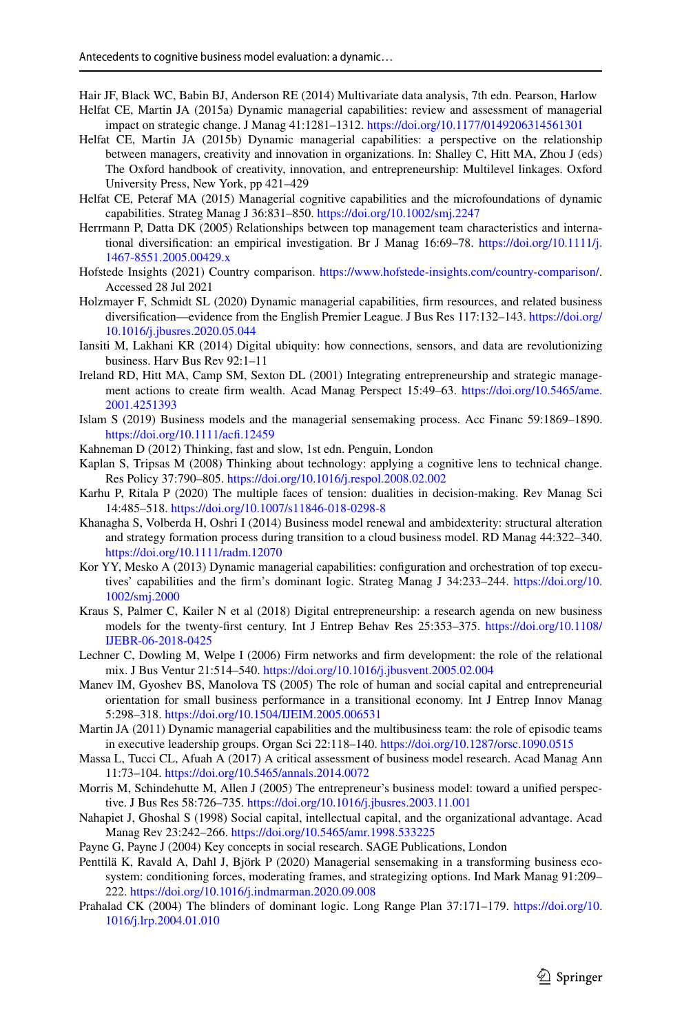Hair JF, Black WC, Babin BJ, Anderson RE (2014) Multivariate data analysis, 7th edn. Pearson, Harlow

Helfat CE, Martin JA (2015a) Dynamic managerial capabilities: review and assessment of managerial impact on strategic change. J Manag 41:1281–1312. https://doi.org/10.1177/0149206314561301

Helfat CE, Martin JA (2015b) Dynamic managerial capabilities: a perspective on the relationship between managers, creativity and innovation in organizations. In: Shalley C, Hitt MA, Zhou J (eds) The Oxford handbook of creativity, innovation, and entrepreneurship: Multilevel linkages. Oxford University Press, New York, pp 421–429

Helfat CE, Peteraf MA (2015) Managerial cognitive capabilities and the microfoundations of dynamic capabilities. Strateg Manag J 36:831–850. https://doi.org/10.1002/smj.2247

Herrmann P, Datta DK (2005) Relationships between top management team characteristics and international diversification: an empirical investigation. Br J Manag 16:69–78. https://doi.org/10.1111/j.1467-8551.2005.00429.x

Hofstede Insights (2021) Country comparison. https://www.hofstede-insights.com/country-comparison/. Accessed 28 Jul 2021

Holzmayer F, Schmidt SL (2020) Dynamic managerial capabilities, firm resources, and related business diversification—evidence from the English Premier League. J Bus Res 117:132–143. https://doi.org/10.1016/j.jbusres.2020.05.044

Iansiti M, Lakhani KR (2014) Digital ubiquity: how connections, sensors, and data are revolutionizing business. Harv Bus Rev 92:1–11

Ireland RD, Hitt MA, Camp SM, Sexton DL (2001) Integrating entrepreneurship and strategic management actions to create firm wealth. Acad Manag Perspect 15:49–63. https://doi.org/10.5465/ame.2001.4251393

Islam S (2019) Business models and the managerial sensemaking process. Acc Financ 59:1869–1890. https://doi.org/10.1111/acfi.12459

Kahneman D (2012) Thinking, fast and slow, 1st edn. Penguin, London

Kaplan S, Tripsas M (2008) Thinking about technology: applying a cognitive lens to technical change. Res Policy 37:790–805. https://doi.org/10.1016/j.respol.2008.02.002

Karhu P, Ritala P (2020) The multiple faces of tension: dualities in decision-making. Rev Manag Sci 14:485–518. https://doi.org/10.1007/s11846-018-0298-8

Khanagha S, Volberda H, Oshri I (2014) Business model renewal and ambidexterity: structural alteration and strategy formation process during transition to a cloud business model. RD Manag 44:322–340. https://doi.org/10.1111/radm.12070

Kor YY, Mesko A (2013) Dynamic managerial capabilities: configuration and orchestration of top executives' capabilities and the firm's dominant logic. Strateg Manag J 34:233–244. https://doi.org/10.1002/smj.2000

Kraus S, Palmer C, Kailer N et al (2018) Digital entrepreneurship: a research agenda on new business models for the twenty-first century. Int J Entrep Behav Res 25:353–375. https://doi.org/10.1108/IJEBR-06-2018-0425

Lechner C, Dowling M, Welpe I (2006) Firm networks and firm development: the role of the relational mix. J Bus Ventur 21:514–540. https://doi.org/10.1016/j.jbusvent.2005.02.004

Manev IM, Gyoshev BS, Manolova TS (2005) The role of human and social capital and entrepreneurial orientation for small business performance in a transitional economy. Int J Entrep Innov Manag 5:298–318. https://doi.org/10.1504/IJEIM.2005.006531

Martin JA (2011) Dynamic managerial capabilities and the multibusiness team: the role of episodic teams in executive leadership groups. Organ Sci 22:118–140. https://doi.org/10.1287/orsc.1090.0515

Massa L, Tucci CL, Afuah A (2017) A critical assessment of business model research. Acad Manag Ann 11:73–104. https://doi.org/10.5465/annals.2014.0072

Morris M, Schindehutte M, Allen J (2005) The entrepreneur's business model: toward a unified perspective. J Bus Res 58:726–735. https://doi.org/10.1016/j.jbusres.2003.11.001

Nahapiet J, Ghoshal S (1998) Social capital, intellectual capital, and the organizational advantage. Acad Manag Rev 23:242–266. https://doi.org/10.5465/amr.1998.533225

Payne G, Payne J (2004) Key concepts in social research. SAGE Publications, London

Penttilä K, Ravald A, Dahl J, Björk P (2020) Managerial sensemaking in a transforming business ecosystem: conditioning forces, moderating frames, and strategizing options. Ind Mark Manag 91:209–222. https://doi.org/10.1016/j.indmarman.2020.09.008

Prahalad CK (2004) The blinders of dominant logic. Long Range Plan 37:171–179. https://doi.org/10.1016/j.lrp.2004.01.010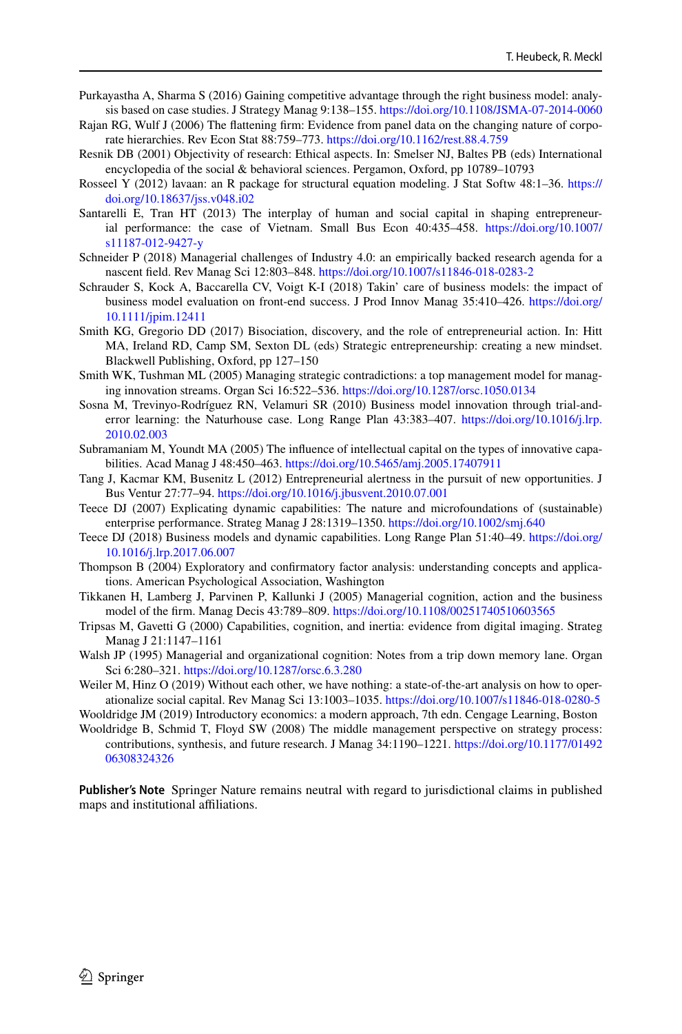Purkayastha A, Sharma S (2016) Gaining competitive advantage through the right business model: analysis based on case studies. J Strategy Manag 9:138–155. https://doi.org/10.1108/JSMA-07-2014-0060

Rajan RG, Wulf J (2006) The flattening firm: Evidence from panel data on the changing nature of corporate hierarchies. Rev Econ Stat 88:759–773. https://doi.org/10.1162/rest.88.4.759

Resnik DB (2001) Objectivity of research: Ethical aspects. In: Smelser NJ, Baltes PB (eds) International encyclopedia of the social & behavioral sciences. Pergamon, Oxford, pp 10789–10793

Rosseel Y (2012) lavaan: an R package for structural equation modeling. J Stat Softw 48:1–36. https://doi.org/10.18637/jss.v048.i02

Santarelli E, Tran HT (2013) The interplay of human and social capital in shaping entrepreneurial performance: the case of Vietnam. Small Bus Econ 40:435–458. https://doi.org/10.1007/s11187-012-9427-y

Schneider P (2018) Managerial challenges of Industry 4.0: an empirically backed research agenda for a nascent field. Rev Manag Sci 12:803–848. https://doi.org/10.1007/s11846-018-0283-2

Schrauder S, Kock A, Baccarella CV, Voigt K-I (2018) Takin' care of business models: the impact of business model evaluation on front-end success. J Prod Innov Manag 35:410–426. https://doi.org/10.1111/jpim.12411

Smith KG, Gregorio DD (2017) Bisociation, discovery, and the role of entrepreneurial action. In: Hitt MA, Ireland RD, Camp SM, Sexton DL (eds) Strategic entrepreneurship: creating a new mindset. Blackwell Publishing, Oxford, pp 127–150

Smith WK, Tushman ML (2005) Managing strategic contradictions: a top management model for managing innovation streams. Organ Sci 16:522–536. https://doi.org/10.1287/orsc.1050.0134

Sosna M, Trevinyo-Rodríguez RN, Velamuri SR (2010) Business model innovation through trial-and-error learning: the Naturhouse case. Long Range Plan 43:383–407. https://doi.org/10.1016/j.lrp.2010.02.003

Subramaniam M, Youndt MA (2005) The influence of intellectual capital on the types of innovative capabilities. Acad Manag J 48:450–463. https://doi.org/10.5465/amj.2005.17407911

Tang J, Kacmar KM, Busenitz L (2012) Entrepreneurial alertness in the pursuit of new opportunities. J Bus Ventur 27:77–94. https://doi.org/10.1016/j.jbusvent.2010.07.001

Teece DJ (2007) Explicating dynamic capabilities: The nature and microfoundations of (sustainable) enterprise performance. Strateg Manag J 28:1319–1350. https://doi.org/10.1002/smj.640

Teece DJ (2018) Business models and dynamic capabilities. Long Range Plan 51:40–49. https://doi.org/10.1016/j.lrp.2017.06.007

Thompson B (2004) Exploratory and confirmatory factor analysis: understanding concepts and applications. American Psychological Association, Washington

Tikkanen H, Lamberg J, Parvinen P, Kallunki J (2005) Managerial cognition, action and the business model of the firm. Manag Decis 43:789–809. https://doi.org/10.1108/00251740510603565

Tripsas M, Gavetti G (2000) Capabilities, cognition, and inertia: evidence from digital imaging. Strateg Manag J 21:1147–1161

Walsh JP (1995) Managerial and organizational cognition: Notes from a trip down memory lane. Organ Sci 6:280–321. https://doi.org/10.1287/orsc.6.3.280

Weiler M, Hinz O (2019) Without each other, we have nothing: a state-of-the-art analysis on how to operationalize social capital. Rev Manag Sci 13:1003–1035. https://doi.org/10.1007/s11846-018-0280-5

Wooldridge JM (2019) Introductory economics: a modern approach, 7th edn. Cengage Learning, Boston

Wooldridge B, Schmid T, Floyd SW (2008) The middle management perspective on strategy process: contributions, synthesis, and future research. J Manag 34:1190–1221. https://doi.org/10.1177/0149206308324326

**Publisher's Note** Springer Nature remains neutral with regard to jurisdictional claims in published maps and institutional affiliations.